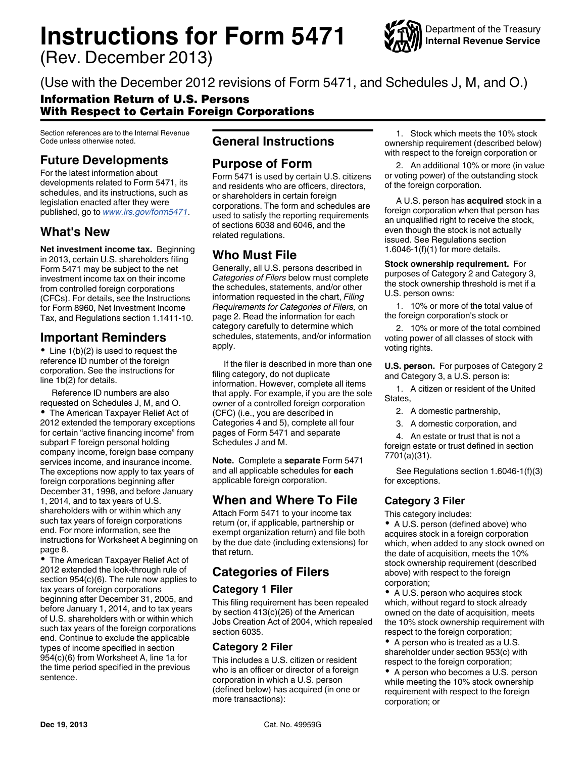# Instructions for Form 5471

(Rev. December 2013)

Department of the Treasury
Internal Revenue Service

(Use with the December 2012 revisions of Form 5471, and Schedules J, M, and O.)

## Information Return of U.S. Persons With Respect to Certain Foreign Corporations

Section references are to the Internal Revenue Code unless otherwise noted.

## Future Developments

For the latest information about developments related to Form 5471, its schedules, and its instructions, such as legislation enacted after they were published, go to *www.irs.gov/form5471*.

## What's New

**Net investment income tax.** Beginning in 2013, certain U.S. shareholders filing Form 5471 may be subject to the net investment income tax on their income from controlled foreign corporations (CFCs). For details, see the Instructions for Form 8960, Net Investment Income Tax, and Regulations section 1.1411-10.

## Important Reminders

- Line 1(b)(2) is used to request the reference ID number of the foreign corporation. See the instructions for line 1b(2) for details.

  Reference ID numbers are also requested on Schedules J, M, and O.
- The American Taxpayer Relief Act of 2012 extended the temporary exceptions for certain "active financing income" from subpart F foreign personal holding company income, foreign base company services income, and insurance income. The exceptions now apply to tax years of foreign corporations beginning after December 31, 1998, and before January 1, 2014, and to tax years of U.S. shareholders with or within which any such tax years of foreign corporations end. For more information, see the instructions for Worksheet A beginning on page 8.
- The American Taxpayer Relief Act of 2012 extended the look-through rule of section 954(c)(6). The rule now applies to tax years of foreign corporations beginning after December 31, 2005, and before January 1, 2014, and to tax years of U.S. shareholders with or within which such tax years of the foreign corporations end. Continue to exclude the applicable types of income specified in section 954(c)(6) from Worksheet A, line 1a for the time period specified in the previous sentence.

# General Instructions

## Purpose of Form

Form 5471 is used by certain U.S. citizens and residents who are officers, directors, or shareholders in certain foreign corporations. The form and schedules are used to satisfy the reporting requirements of sections 6038 and 6046, and the related regulations.

## Who Must File

Generally, all U.S. persons described in *Categories of Filers* below must complete the schedules, statements, and/or other information requested in the chart, *Filing Requirements for Categories of Filers,* on page 2. Read the information for each category carefully to determine which schedules, statements, and/or information apply.

If the filer is described in more than one filing category, do not duplicate information. However, complete all items that apply. For example, if you are the sole owner of a controlled foreign corporation (CFC) (i.e., you are described in Categories 4 and 5), complete all four pages of Form 5471 and separate Schedules J and M.

**Note.** Complete a **separate** Form 5471 and all applicable schedules for **each** applicable foreign corporation.

## When and Where To File

Attach Form 5471 to your income tax return (or, if applicable, partnership or exempt organization return) and file both by the due date (including extensions) for that return.

## Categories of Filers

### Category 1 Filer

This filing requirement has been repealed by section 413(c)(26) of the American Jobs Creation Act of 2004, which repealed section 6035.

### Category 2 Filer

This includes a U.S. citizen or resident who is an officer or director of a foreign corporation in which a U.S. person (defined below) has acquired (in one or more transactions):

1. Stock which meets the 10% stock ownership requirement (described below) with respect to the foreign corporation or
2. An additional 10% or more (in value or voting power) of the outstanding stock of the foreign corporation.

A U.S. person has **acquired** stock in a foreign corporation when that person has an unqualified right to receive the stock, even though the stock is not actually issued. See Regulations section 1.6046-1(f)(1) for more details.

**Stock ownership requirement.** For purposes of Category 2 and Category 3, the stock ownership threshold is met if a U.S. person owns:

1. 10% or more of the total value of the foreign corporation's stock or
2. 10% or more of the total combined voting power of all classes of stock with voting rights.

**U.S. person.** For purposes of Category 2 and Category 3, a U.S. person is:

1. A citizen or resident of the United States,
2. A domestic partnership,
3. A domestic corporation, and
4. An estate or trust that is not a foreign estate or trust defined in section 7701(a)(31).

See Regulations section 1.6046-1(f)(3) for exceptions.

### Category 3 Filer

This category includes:

- A U.S. person (defined above) who acquires stock in a foreign corporation which, when added to any stock owned on the date of acquisition, meets the 10% stock ownership requirement (described above) with respect to the foreign corporation;
- A U.S. person who acquires stock which, without regard to stock already owned on the date of acquisition, meets the 10% stock ownership requirement with respect to the foreign corporation;
- A person who is treated as a U.S. shareholder under section 953(c) with respect to the foreign corporation;
- A person who becomes a U.S. person while meeting the 10% stock ownership requirement with respect to the foreign corporation; or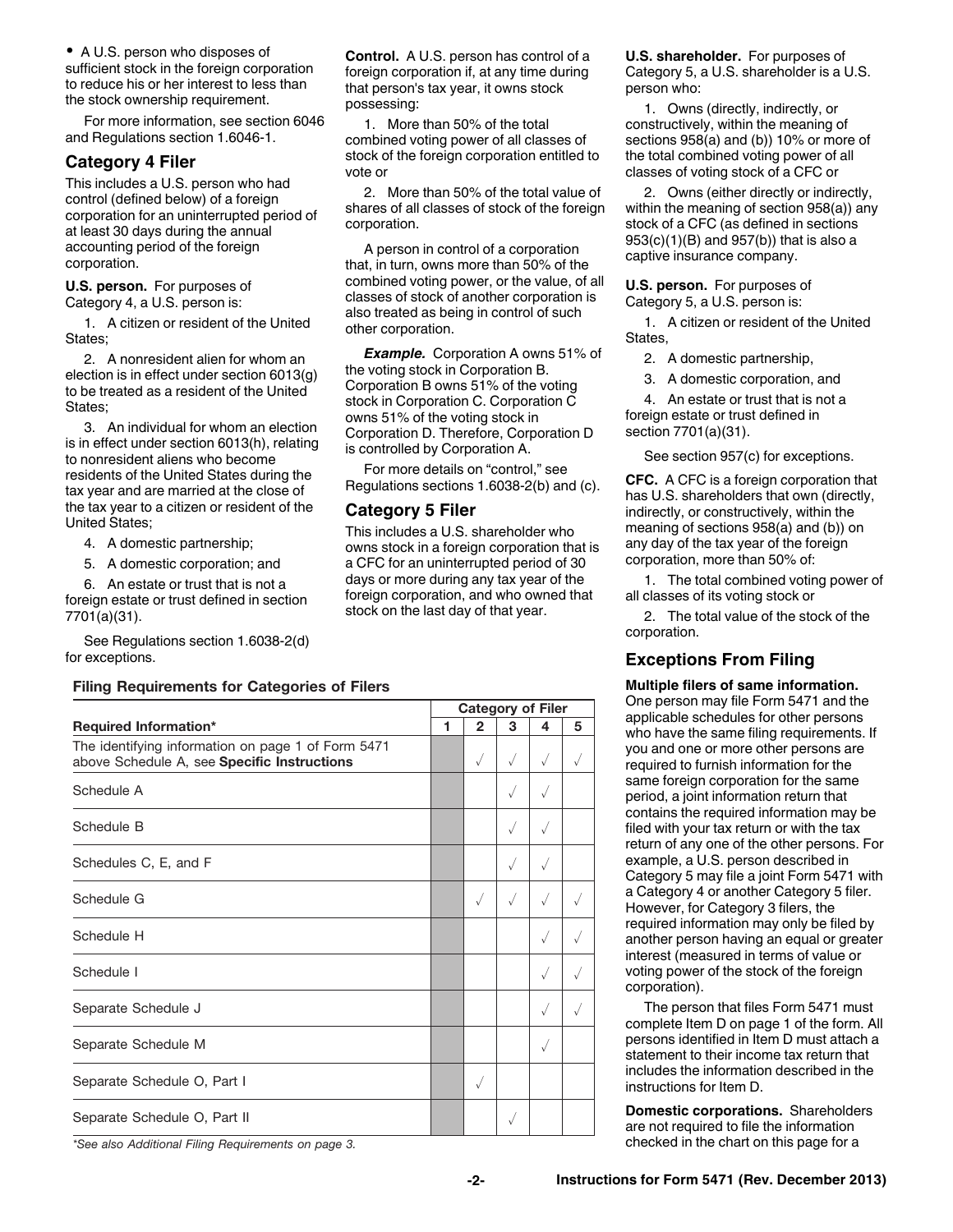- A U.S. person who disposes of sufficient stock in the foreign corporation to reduce his or her interest to less than the stock ownership requirement.

For more information, see section 6046 and Regulations section 1.6046-1.

## Category 4 Filer

This includes a U.S. person who had control (defined below) of a foreign corporation for an uninterrupted period of at least 30 days during the annual accounting period of the foreign corporation.

**U.S. person.** For purposes of Category 4, a U.S. person is:

1. A citizen or resident of the United States;

2. A nonresident alien for whom an election is in effect under section 6013(g) to be treated as a resident of the United States;

3. An individual for whom an election is in effect under section 6013(h), relating to nonresident aliens who become residents of the United States during the tax year and are married at the close of the tax year to a citizen or resident of the United States;

4. A domestic partnership;

5. A domestic corporation; and

6. An estate or trust that is not a foreign estate or trust defined in section 7701(a)(31).

See Regulations section 1.6038-2(d) for exceptions.

**Control.** A U.S. person has control of a foreign corporation if, at any time during that person's tax year, it owns stock possessing:

1. More than 50% of the total combined voting power of all classes of stock of the foreign corporation entitled to vote or

2. More than 50% of the total value of shares of all classes of stock of the foreign corporation.

A person in control of a corporation that, in turn, owns more than 50% of the combined voting power, or the value, of all classes of stock of another corporation is also treated as being in control of such other corporation.

***Example.*** Corporation A owns 51% of the voting stock in Corporation B. Corporation B owns 51% of the voting stock in Corporation C. Corporation C owns 51% of the voting stock in Corporation D. Therefore, Corporation D is controlled by Corporation A.

For more details on "control," see Regulations sections 1.6038-2(b) and (c).

## Category 5 Filer

This includes a U.S. shareholder who owns stock in a foreign corporation that is a CFC for an uninterrupted period of 30 days or more during any tax year of the foreign corporation, and who owned that stock on the last day of that year.

**U.S. shareholder.** For purposes of Category 5, a U.S. shareholder is a U.S. person who:

1. Owns (directly, indirectly, or constructively, within the meaning of sections 958(a) and (b)) 10% or more of the total combined voting power of all classes of voting stock of a CFC or

2. Owns (either directly or indirectly, within the meaning of section 958(a)) any stock of a CFC (as defined in sections 953(c)(1)(B) and 957(b)) that is also a captive insurance company.

**U.S. person.** For purposes of Category 5, a U.S. person is:

1. A citizen or resident of the United States,

2. A domestic partnership,

3. A domestic corporation, and

4. An estate or trust that is not a foreign estate or trust defined in section 7701(a)(31).

See section 957(c) for exceptions.

**CFC.** A CFC is a foreign corporation that has U.S. shareholders that own (directly, indirectly, or constructively, within the meaning of sections 958(a) and (b)) on any day of the tax year of the foreign corporation, more than 50% of:

1. The total combined voting power of all classes of its voting stock or

2. The total value of the stock of the corporation.

**Filing Requirements for Categories of Filers**

| Required Information* | Category of Filer | | | | |
|---|---|---|---|---|---|
| | 1 | 2 | 3 | 4 | 5 |
| The identifying information on page 1 of Form 5471 above Schedule A, see **Specific Instructions** | | √ | √ | √ | √ |
| Schedule A | | | √ | √ | |
| Schedule B | | | √ | √ | |
| Schedules C, E, and F | | | √ | √ | |
| Schedule G | | √ | √ | √ | √ |
| Schedule H | | | | √ | √ |
| Schedule I | | | | √ | √ |
| Separate Schedule J | | | | √ | √ |
| Separate Schedule M | | | | √ | |
| Separate Schedule O, Part I | | √ | | | |
| Separate Schedule O, Part II | | | √ | | |

*\*See also Additional Filing Requirements on page 3.*

## Exceptions From Filing

**Multiple filers of same information.** One person may file Form 5471 and the applicable schedules for other persons who have the same filing requirements. If you and one or more other persons are required to furnish information for the same foreign corporation for the same period, a joint information return that contains the required information may be filed with your tax return or with the tax return of any one of the other persons. For example, a U.S. person described in Category 5 may file a joint Form 5471 with a Category 4 or another Category 5 filer. However, for Category 3 filers, the required information may only be filed by another person having an equal or greater interest (measured in terms of value or voting power of the stock of the foreign corporation).

The person that files Form 5471 must complete Item D on page 1 of the form. All persons identified in Item D must attach a statement to their income tax return that includes the information described in the instructions for Item D.

**Domestic corporations.** Shareholders are not required to file the information checked in the chart on this page for a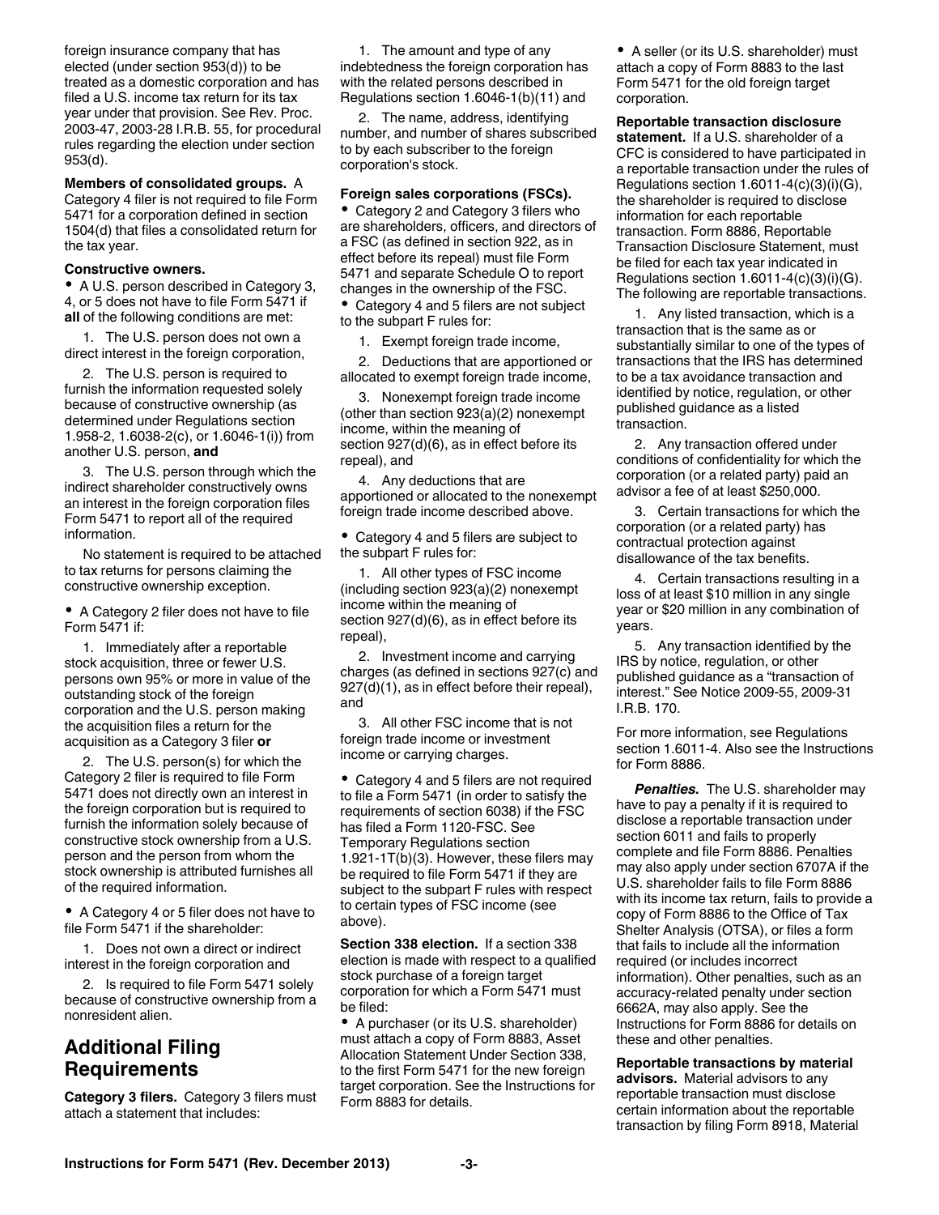foreign insurance company that has elected (under section 953(d)) to be treated as a domestic corporation and has filed a U.S. income tax return for its tax year under that provision. See Rev. Proc. 2003-47, 2003-28 I.R.B. 55, for procedural rules regarding the election under section 953(d).

**Members of consolidated groups.** A Category 4 filer is not required to file Form 5471 for a corporation defined in section 1504(d) that files a consolidated return for the tax year.

**Constructive owners.**

- A U.S. person described in Category 3, 4, or 5 does not have to file Form 5471 if **all** of the following conditions are met:

1. The U.S. person does not own a direct interest in the foreign corporation,
2. The U.S. person is required to furnish the information requested solely because of constructive ownership (as determined under Regulations section 1.958-2, 1.6038-2(c), or 1.6046-1(i)) from another U.S. person, **and**
3. The U.S. person through which the indirect shareholder constructively owns an interest in the foreign corporation files Form 5471 to report all of the required information.

No statement is required to be attached to tax returns for persons claiming the constructive ownership exception.

- A Category 2 filer does not have to file Form 5471 if:

1. Immediately after a reportable stock acquisition, three or fewer U.S. persons own 95% or more in value of the outstanding stock of the foreign corporation and the U.S. person making the acquisition files a return for the acquisition as a Category 3 filer **or**
2. The U.S. person(s) for which the Category 2 filer is required to file Form 5471 does not directly own an interest in the foreign corporation but is required to furnish the information solely because of constructive stock ownership from a U.S. person and the person from whom the stock ownership is attributed furnishes all of the required information.

- A Category 4 or 5 filer does not have to file Form 5471 if the shareholder:

1. Does not own a direct or indirect interest in the foreign corporation and
2. Is required to file Form 5471 solely because of constructive ownership from a nonresident alien.

## Additional Filing Requirements

**Category 3 filers.** Category 3 filers must attach a statement that includes:

1. The amount and type of any indebtedness the foreign corporation has with the related persons described in Regulations section 1.6046-1(b)(11) and
2. The name, address, identifying number, and number of shares subscribed to by each subscriber to the foreign corporation's stock.

**Foreign sales corporations (FSCs).**

- Category 2 and Category 3 filers who are shareholders, officers, and directors of a FSC (as defined in section 922, as in effect before its repeal) must file Form 5471 and separate Schedule O to report changes in the ownership of the FSC.
- Category 4 and 5 filers are not subject to the subpart F rules for:

1. Exempt foreign trade income,
2. Deductions that are apportioned or allocated to exempt foreign trade income,
3. Nonexempt foreign trade income (other than section 923(a)(2) nonexempt income, within the meaning of section 927(d)(6), as in effect before its repeal), and
4. Any deductions that are apportioned or allocated to the nonexempt foreign trade income described above.

- Category 4 and 5 filers are subject to the subpart F rules for:

1. All other types of FSC income (including section 923(a)(2) nonexempt income within the meaning of section 927(d)(6), as in effect before its repeal),
2. Investment income and carrying charges (as defined in sections 927(c) and 927(d)(1), as in effect before their repeal), and
3. All other FSC income that is not foreign trade income or investment income or carrying charges.

- Category 4 and 5 filers are not required to file a Form 5471 (in order to satisfy the requirements of section 6038) if the FSC has filed a Form 1120-FSC. See Temporary Regulations section 1.921-1T(b)(3). However, these filers may be required to file Form 5471 if they are subject to the subpart F rules with respect to certain types of FSC income (see above).

**Section 338 election.** If a section 338 election is made with respect to a qualified stock purchase of a foreign target corporation for which a Form 5471 must be filed:

- A purchaser (or its U.S. shareholder) must attach a copy of Form 8883, Asset Allocation Statement Under Section 338, to the first Form 5471 for the new foreign target corporation. See the Instructions for Form 8883 for details.
- A seller (or its U.S. shareholder) must attach a copy of Form 8883 to the last Form 5471 for the old foreign target corporation.

**Reportable transaction disclosure statement.** If a U.S. shareholder of a CFC is considered to have participated in a reportable transaction under the rules of Regulations section 1.6011-4(c)(3)(i)(G), the shareholder is required to disclose information for each reportable transaction. Form 8886, Reportable Transaction Disclosure Statement, must be filed for each tax year indicated in Regulations section 1.6011-4(c)(3)(i)(G). The following are reportable transactions.

1. Any listed transaction, which is a transaction that is the same as or substantially similar to one of the types of transactions that the IRS has determined to be a tax avoidance transaction and identified by notice, regulation, or other published guidance as a listed transaction.
2. Any transaction offered under conditions of confidentiality for which the corporation (or a related party) paid an advisor a fee of at least $250,000.
3. Certain transactions for which the corporation (or a related party) has contractual protection against disallowance of the tax benefits.
4. Certain transactions resulting in a loss of at least $10 million in any single year or $20 million in any combination of years.
5. Any transaction identified by the IRS by notice, regulation, or other published guidance as a "transaction of interest." See Notice 2009-55, 2009-31 I.R.B. 170.

For more information, see Regulations section 1.6011-4. Also see the Instructions for Form 8886.

***Penalties.*** The U.S. shareholder may have to pay a penalty if it is required to disclose a reportable transaction under section 6011 and fails to properly complete and file Form 8886. Penalties may also apply under section 6707A if the U.S. shareholder fails to file Form 8886 with its income tax return, fails to provide a copy of Form 8886 to the Office of Tax Shelter Analysis (OTSA), or files a form that fails to include all the information required (or includes incorrect information). Other penalties, such as an accuracy-related penalty under section 6662A, may also apply. See the Instructions for Form 8886 for details on these and other penalties.

**Reportable transactions by material advisors.** Material advisors to any reportable transaction must disclose certain information about the reportable transaction by filing Form 8918, Material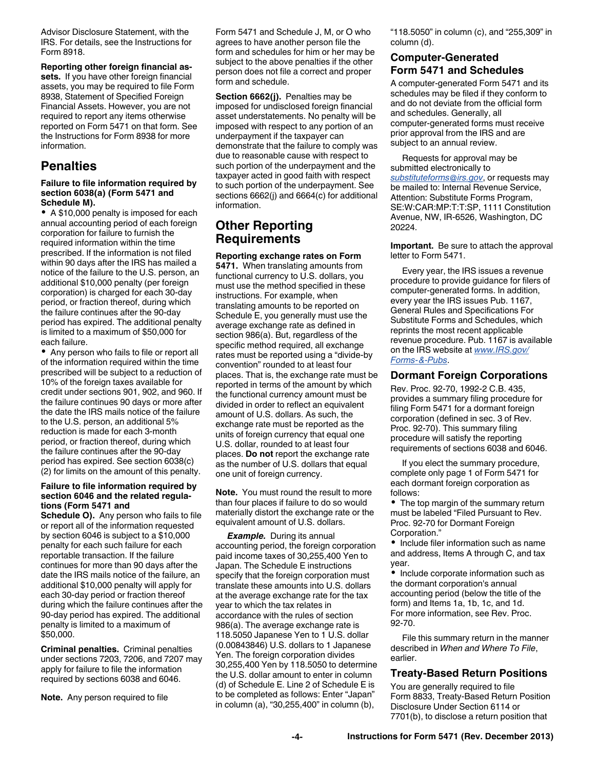Advisor Disclosure Statement, with the IRS. For details, see the Instructions for Form 8918.

**Reporting other foreign financial assets.** If you have other foreign financial assets, you may be required to file Form 8938, Statement of Specified Foreign Financial Assets. However, you are not required to report any items otherwise reported on Form 5471 on that form. See the Instructions for Form 8938 for more information.

## Penalties

#### Failure to file information required by section 6038(a) (Form 5471 and Schedule M).

- A $10,000 penalty is imposed for each annual accounting period of each foreign corporation for failure to furnish the required information within the time prescribed. If the information is not filed within 90 days after the IRS has mailed a notice of the failure to the U.S. person, an additional $10,000 penalty (per foreign corporation) is charged for each 30-day period, or fraction thereof, during which the failure continues after the 90-day period has expired. The additional penalty is limited to a maximum of $50,000 for each failure.
- Any person who fails to file or report all of the information required within the time prescribed will be subject to a reduction of 10% of the foreign taxes available for credit under sections 901, 902, and 960. If the failure continues 90 days or more after the date the IRS mails notice of the failure to the U.S. person, an additional 5% reduction is made for each 3-month period, or fraction thereof, during which the failure continues after the 90-day period has expired. See section 6038(c)(2) for limits on the amount of this penalty.

**Failure to file information required by section 6046 and the related regulations (Form 5471 and Schedule O).** Any person who fails to file or report all of the information requested by section 6046 is subject to a $10,000 penalty for each such failure for each reportable transaction. If the failure continues for more than 90 days after the date the IRS mails notice of the failure, an additional $10,000 penalty will apply for each 30-day period or fraction thereof during which the failure continues after the 90-day period has expired. The additional penalty is limited to a maximum of $50,000.

**Criminal penalties.** Criminal penalties under sections 7203, 7206, and 7207 may apply for failure to file the information required by sections 6038 and 6046.

**Note.** Any person required to file Form 5471 and Schedule J, M, or O who agrees to have another person file the form and schedules for him or her may be subject to the above penalties if the other person does not file a correct and proper form and schedule.

**Section 6662(j).** Penalties may be imposed for undisclosed foreign financial asset understatements. No penalty will be imposed with respect to any portion of an underpayment if the taxpayer can demonstrate that the failure to comply was due to reasonable cause with respect to such portion of the underpayment and the taxpayer acted in good faith with respect to such portion of the underpayment. See sections 6662(j) and 6664(c) for additional information.

## Other Reporting Requirements

**Reporting exchange rates on Form 5471.** When translating amounts from functional currency to U.S. dollars, you must use the method specified in these instructions. For example, when translating amounts to be reported on Schedule E, you generally must use the average exchange rate as defined in section 986(a). But, regardless of the specific method required, all exchange rates must be reported using a "divide-by convention" rounded to at least four places. That is, the exchange rate must be reported in terms of the amount by which the functional currency amount must be divided in order to reflect an equivalent amount of U.S. dollars. As such, the exchange rate must be reported as the units of foreign currency that equal one U.S. dollar, rounded to at least four places. **Do not** report the exchange rate as the number of U.S. dollars that equal one unit of foreign currency.

**Note.** You must round the result to more than four places if failure to do so would materially distort the exchange rate or the equivalent amount of U.S. dollars.

***Example.*** During its annual accounting period, the foreign corporation paid income taxes of 30,255,400 Yen to Japan. The Schedule E instructions specify that the foreign corporation must translate these amounts into U.S. dollars at the average exchange rate for the tax year to which the tax relates in accordance with the rules of section 986(a). The average exchange rate is 118.5050 Japanese Yen to 1 U.S. dollar (0.00843846) U.S. dollars to 1 Japanese Yen. The foreign corporation divides 30,255,400 Yen by 118.5050 to determine the U.S. dollar amount to enter in column (d) of Schedule E. Line 2 of Schedule E is to be completed as follows: Enter "Japan" in column (a), "30,255,400" in column (b), "118.5050" in column (c), and "255,309" in column (d).

## Computer-Generated Form 5471 and Schedules

A computer-generated Form 5471 and its schedules may be filed if they conform to and do not deviate from the official form and schedules. Generally, all computer-generated forms must receive prior approval from the IRS and are subject to an annual review.

Requests for approval may be submitted electronically to *substituteforms@irs.gov*, or requests may be mailed to: Internal Revenue Service, Attention: Substitute Forms Program, SE:W:CAR:MP:T:T:SP, 1111 Constitution Avenue, NW, IR-6526, Washington, DC 20224.

**Important.** Be sure to attach the approval letter to Form 5471.

Every year, the IRS issues a revenue procedure to provide guidance for filers of computer-generated forms. In addition, every year the IRS issues Pub. 1167, General Rules and Specifications For Substitute Forms and Schedules, which reprints the most recent applicable revenue procedure. Pub. 1167 is available on the IRS website at *www.IRS.gov/Forms-&-Pubs*.

## Dormant Foreign Corporations

Rev. Proc. 92-70, 1992-2 C.B. 435, provides a summary filing procedure for filing Form 5471 for a dormant foreign corporation (defined in sec. 3 of Rev. Proc. 92-70). This summary filing procedure will satisfy the reporting requirements of sections 6038 and 6046.

If you elect the summary procedure, complete only page 1 of Form 5471 for each dormant foreign corporation as follows:

- The top margin of the summary return must be labeled "Filed Pursuant to Rev. Proc. 92-70 for Dormant Foreign Corporation."
- Include filer information such as name and address, Items A through C, and tax year.
- Include corporate information such as the dormant corporation's annual accounting period (below the title of the form) and Items 1a, 1b, 1c, and 1d.

For more information, see Rev. Proc. 92-70.

File this summary return in the manner described in *When and Where To File*, earlier.

## Treaty-Based Return Positions

You are generally required to file Form 8833, Treaty-Based Return Position Disclosure Under Section 6114 or 7701(b), to disclose a return position that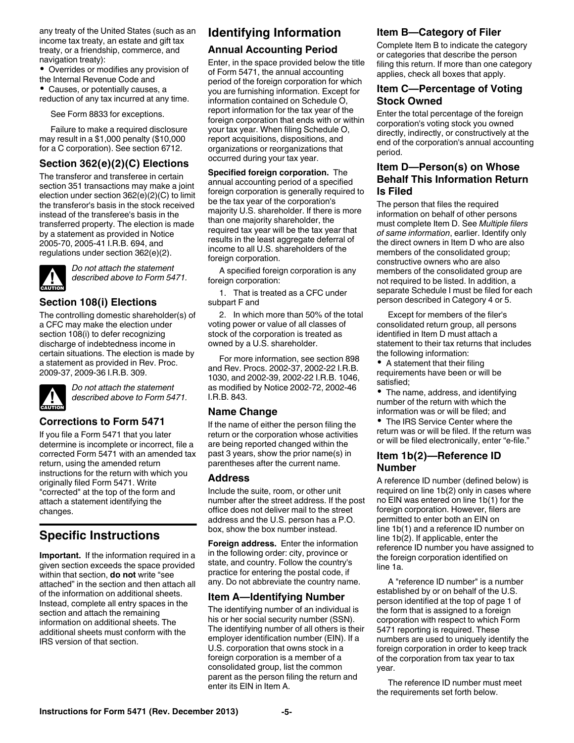any treaty of the United States (such as an income tax treaty, an estate and gift tax treaty, or a friendship, commerce, and navigation treaty):

- Overrides or modifies any provision of the Internal Revenue Code and
- Causes, or potentially causes, a reduction of any tax incurred at any time.

See Form 8833 for exceptions.

Failure to make a required disclosure may result in a $1,000 penalty ($10,000 for a C corporation). See section 6712.

### Section 362(e)(2)(C) Elections

The transferor and transferee in certain section 351 transactions may make a joint election under section 362(e)(2)(C) to limit the transferor's basis in the stock received instead of the transferee's basis in the transferred property. The election is made by a statement as provided in Notice 2005-70, 2005-41 I.R.B. 694, and regulations under section 362(e)(2).

CAUTION: *Do not attach the statement described above to Form 5471.*

### Section 108(i) Elections

The controlling domestic shareholder(s) of a CFC may make the election under section 108(i) to defer recognizing discharge of indebtedness income in certain situations. The election is made by a statement as provided in Rev. Proc. 2009-37, 2009-36 I.R.B. 309.

CAUTION: *Do not attach the statement described above to Form 5471.*

### Corrections to Form 5471

If you file a Form 5471 that you later determine is incomplete or incorrect, file a corrected Form 5471 with an amended tax return, using the amended return instructions for the return with which you originally filed Form 5471. Write "corrected" at the top of the form and attach a statement identifying the changes.

## Specific Instructions

**Important.** If the information required in a given section exceeds the space provided within that section, **do not** write "see attached" in the section and then attach all of the information on additional sheets. Instead, complete all entry spaces in the section and attach the remaining information on additional sheets. The additional sheets must conform with the IRS version of that section.

## Identifying Information

### Annual Accounting Period

Enter, in the space provided below the title of Form 5471, the annual accounting period of the foreign corporation for which you are furnishing information. Except for information contained on Schedule O, report information for the tax year of the foreign corporation that ends with or within your tax year. When filing Schedule O, report acquisitions, dispositions, and organizations or reorganizations that occurred during your tax year.

**Specified foreign corporation.** The annual accounting period of a specified foreign corporation is generally required to be the tax year of the corporation's majority U.S. shareholder. If there is more than one majority shareholder, the required tax year will be the tax year that results in the least aggregate deferral of income to all U.S. shareholders of the foreign corporation.

A specified foreign corporation is any foreign corporation:

1. That is treated as a CFC under subpart F and
2. In which more than 50% of the total voting power or value of all classes of stock of the corporation is treated as owned by a U.S. shareholder.

For more information, see section 898 and Rev. Procs. 2002-37, 2002-22 I.R.B. 1030, and 2002-39, 2002-22 I.R.B. 1046, as modified by Notice 2002-72, 2002-46 I.R.B. 843.

### Name Change

If the name of either the person filing the return or the corporation whose activities are being reported changed within the past 3 years, show the prior name(s) in parentheses after the current name.

### Address

Include the suite, room, or other unit number after the street address. If the post office does not deliver mail to the street address and the U.S. person has a P.O. box, show the box number instead.

**Foreign address.** Enter the information in the following order: city, province or state, and country. Follow the country's practice for entering the postal code, if any. Do not abbreviate the country name.

### Item A—Identifying Number

The identifying number of an individual is his or her social security number (SSN). The identifying number of all others is their employer identification number (EIN). If a U.S. corporation that owns stock in a foreign corporation is a member of a consolidated group, list the common parent as the person filing the return and enter its EIN in Item A.

### Item B—Category of Filer

Complete Item B to indicate the category or categories that describe the person filing this return. If more than one category applies, check all boxes that apply.

### Item C—Percentage of Voting Stock Owned

Enter the total percentage of the foreign corporation's voting stock you owned directly, indirectly, or constructively at the end of the corporation's annual accounting period.

### Item D—Person(s) on Whose Behalf This Information Return Is Filed

The person that files the required information on behalf of other persons must complete Item D. See *Multiple filers of same information*, earlier. Identify only the direct owners in Item D who are also members of the consolidated group; constructive owners who are also members of the consolidated group are not required to be listed. In addition, a separate Schedule I must be filed for each person described in Category 4 or 5.

Except for members of the filer's consolidated return group, all persons identified in Item D must attach a statement to their tax returns that includes the following information:

- A statement that their filing requirements have been or will be satisfied;
- The name, address, and identifying number of the return with which the information was or will be filed; and
- The IRS Service Center where the return was or will be filed. If the return was or will be filed electronically, enter "e-file."

### Item 1b(2)—Reference ID Number

A reference ID number (defined below) is required on line 1b(2) only in cases where no EIN was entered on line 1b(1) for the foreign corporation. However, filers are permitted to enter both an EIN on line 1b(1) and a reference ID number on line 1b(2). If applicable, enter the reference ID number you have assigned to the foreign corporation identified on line 1a.

A "reference ID number" is a number established by or on behalf of the U.S. person identified at the top of page 1 of the form that is assigned to a foreign corporation with respect to which Form 5471 reporting is required. These numbers are used to uniquely identify the foreign corporation in order to keep track of the corporation from tax year to tax year.

The reference ID number must meet the requirements set forth below.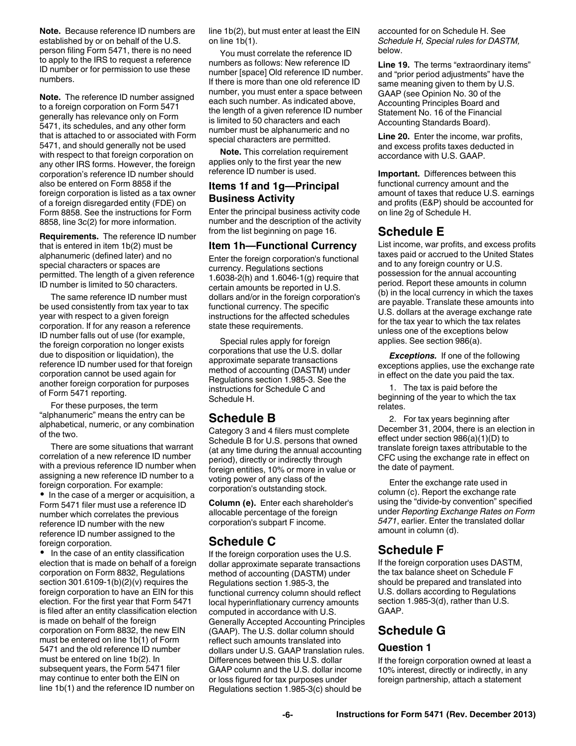**Note.** Because reference ID numbers are established by or on behalf of the U.S. person filing Form 5471, there is no need to apply to the IRS to request a reference ID number or for permission to use these numbers.

**Note.** The reference ID number assigned to a foreign corporation on Form 5471 generally has relevance only on Form 5471, its schedules, and any other form that is attached to or associated with Form 5471, and should generally not be used with respect to that foreign corporation on any other IRS forms. However, the foreign corporation's reference ID number should also be entered on Form 8858 if the foreign corporation is listed as a tax owner of a foreign disregarded entity (FDE) on Form 8858. See the instructions for Form 8858, line 3c(2) for more information.

**Requirements.** The reference ID number that is entered in item 1b(2) must be alphanumeric (defined later) and no special characters or spaces are permitted. The length of a given reference ID number is limited to 50 characters.

The same reference ID number must be used consistently from tax year to tax year with respect to a given foreign corporation. If for any reason a reference ID number falls out of use (for example, the foreign corporation no longer exists due to disposition or liquidation), the reference ID number used for that foreign corporation cannot be used again for another foreign corporation for purposes of Form 5471 reporting.

For these purposes, the term "alphanumeric" means the entry can be alphabetical, numeric, or any combination of the two.

There are some situations that warrant correlation of a new reference ID number with a previous reference ID number when assigning a new reference ID number to a foreign corporation. For example:

- In the case of a merger or acquisition, a Form 5471 filer must use a reference ID number which correlates the previous reference ID number with the new reference ID number assigned to the foreign corporation.
- In the case of an entity classification election that is made on behalf of a foreign corporation on Form 8832, Regulations section 301.6109-1(b)(2)(v) requires the foreign corporation to have an EIN for this election. For the first year that Form 5471 is filed after an entity classification election is made on behalf of the foreign corporation on Form 8832, the new EIN must be entered on line 1b(1) of Form 5471 and the old reference ID number must be entered on line 1b(2). In subsequent years, the Form 5471 filer may continue to enter both the EIN on line 1b(1) and the reference ID number on line 1b(2), but must enter at least the EIN on line 1b(1).

You must correlate the reference ID numbers as follows: New reference ID number [space] Old reference ID number. If there is more than one old reference ID number, you must enter a space between each such number. As indicated above, the length of a given reference ID number is limited to 50 characters and each number must be alphanumeric and no special characters are permitted.

**Note.** This correlation requirement applies only to the first year the new reference ID number is used.

### Items 1f and 1g—Principal Business Activity

Enter the principal business activity code number and the description of the activity from the list beginning on page 16.

### Item 1h—Functional Currency

Enter the foreign corporation's functional currency. Regulations sections 1.6038-2(h) and 1.6046-1(g) require that certain amounts be reported in U.S. dollars and/or in the foreign corporation's functional currency. The specific instructions for the affected schedules state these requirements.

Special rules apply for foreign corporations that use the U.S. dollar approximate separate transactions method of accounting (DASTM) under Regulations section 1.985-3. See the instructions for Schedule C and Schedule H.

## Schedule B

Category 3 and 4 filers must complete Schedule B for U.S. persons that owned (at any time during the annual accounting period), directly or indirectly through foreign entities, 10% or more in value or voting power of any class of the corporation's outstanding stock.

**Column (e).** Enter each shareholder's allocable percentage of the foreign corporation's subpart F income.

## Schedule C

If the foreign corporation uses the U.S. dollar approximate separate transactions method of accounting (DASTM) under Regulations section 1.985-3, the functional currency column should reflect local hyperinflationary currency amounts computed in accordance with U.S. Generally Accepted Accounting Principles (GAAP). The U.S. dollar column should reflect such amounts translated into dollars under U.S. GAAP translation rules. Differences between this U.S. dollar GAAP column and the U.S. dollar income or loss figured for tax purposes under Regulations section 1.985-3(c) should be accounted for on Schedule H. See *Schedule H, Special rules for DASTM,* below.

**Line 19.** The terms "extraordinary items" and "prior period adjustments" have the same meaning given to them by U.S. GAAP (see Opinion No. 30 of the Accounting Principles Board and Statement No. 16 of the Financial Accounting Standards Board).

**Line 20.** Enter the income, war profits, and excess profits taxes deducted in accordance with U.S. GAAP.

**Important.** Differences between this functional currency amount and the amount of taxes that reduce U.S. earnings and profits (E&P) should be accounted for on line 2g of Schedule H.

## Schedule E

List income, war profits, and excess profits taxes paid or accrued to the United States and to any foreign country or U.S. possession for the annual accounting period. Report these amounts in column (b) in the local currency in which the taxes are payable. Translate these amounts into U.S. dollars at the average exchange rate for the tax year to which the tax relates unless one of the exceptions below applies. See section 986(a).

***Exceptions.*** If one of the following exceptions applies, use the exchange rate in effect on the date you paid the tax.

1. The tax is paid before the beginning of the year to which the tax relates.
2. For tax years beginning after December 31, 2004, there is an election in effect under section 986(a)(1)(D) to translate foreign taxes attributable to the CFC using the exchange rate in effect on the date of payment.

Enter the exchange rate used in column (c). Report the exchange rate using the "divide-by convention" specified under *Reporting Exchange Rates on Form 5471*, earlier. Enter the translated dollar amount in column (d).

## Schedule F

If the foreign corporation uses DASTM, the tax balance sheet on Schedule F should be prepared and translated into U.S. dollars according to Regulations section 1.985-3(d), rather than U.S. GAAP.

## Schedule G

### Question 1

If the foreign corporation owned at least a 10% interest, directly or indirectly, in any foreign partnership, attach a statement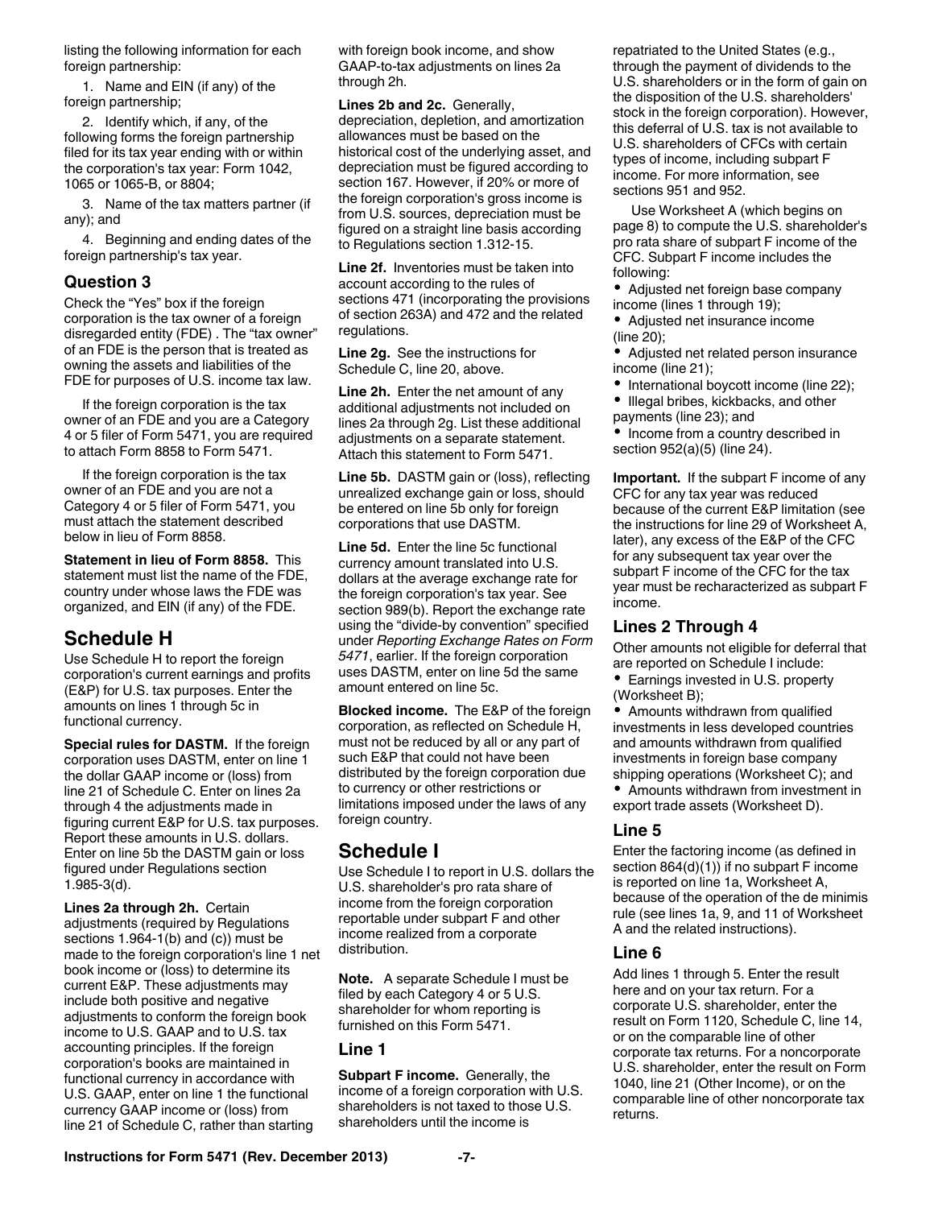listing the following information for each foreign partnership:

1. Name and EIN (if any) of the foreign partnership;

2. Identify which, if any, of the following forms the foreign partnership filed for its tax year ending with or within the corporation's tax year: Form 1042, 1065 or 1065-B, or 8804;

3. Name of the tax matters partner (if any); and

4. Beginning and ending dates of the foreign partnership's tax year.

## Question 3

Check the "Yes" box if the foreign corporation is the tax owner of a foreign disregarded entity (FDE) . The "tax owner" of an FDE is the person that is treated as owning the assets and liabilities of the FDE for purposes of U.S. income tax law.

If the foreign corporation is the tax owner of an FDE and you are a Category 4 or 5 filer of Form 5471, you are required to attach Form 8858 to Form 5471.

If the foreign corporation is the tax owner of an FDE and you are not a Category 4 or 5 filer of Form 5471, you must attach the statement described below in lieu of Form 8858.

**Statement in lieu of Form 8858.** This statement must list the name of the FDE, country under whose laws the FDE was organized, and EIN (if any) of the FDE.

# Schedule H

Use Schedule H to report the foreign corporation's current earnings and profits (E&P) for U.S. tax purposes. Enter the amounts on lines 1 through 5c in functional currency.

**Special rules for DASTM.** If the foreign corporation uses DASTM, enter on line 1 the dollar GAAP income or (loss) from line 21 of Schedule C. Enter on lines 2a through 4 the adjustments made in figuring current E&P for U.S. tax purposes. Report these amounts in U.S. dollars. Enter on line 5b the DASTM gain or loss figured under Regulations section 1.985-3(d).

**Lines 2a through 2h.** Certain adjustments (required by Regulations sections 1.964-1(b) and (c)) must be made to the foreign corporation's line 1 net book income or (loss) to determine its current E&P. These adjustments may include both positive and negative adjustments to conform the foreign book income to U.S. GAAP and to U.S. tax accounting principles. If the foreign corporation's books are maintained in functional currency in accordance with U.S. GAAP, enter on line 1 the functional currency GAAP income or (loss) from line 21 of Schedule C, rather than starting with foreign book income, and show GAAP-to-tax adjustments on lines 2a through 2h.

**Lines 2b and 2c.** Generally, depreciation, depletion, and amortization allowances must be based on the historical cost of the underlying asset, and depreciation must be figured according to section 167. However, if 20% or more of the foreign corporation's gross income is from U.S. sources, depreciation must be figured on a straight line basis according to Regulations section 1.312-15.

**Line 2f.** Inventories must be taken into account according to the rules of sections 471 (incorporating the provisions of section 263A) and 472 and the related regulations.

**Line 2g.** See the instructions for Schedule C, line 20, above.

**Line 2h.** Enter the net amount of any additional adjustments not included on lines 2a through 2g. List these additional adjustments on a separate statement. Attach this statement to Form 5471.

**Line 5b.** DASTM gain or (loss), reflecting unrealized exchange gain or loss, should be entered on line 5b only for foreign corporations that use DASTM.

**Line 5d.** Enter the line 5c functional currency amount translated into U.S. dollars at the average exchange rate for the foreign corporation's tax year. See section 989(b). Report the exchange rate using the "divide-by convention" specified under *Reporting Exchange Rates on Form 5471*, earlier. If the foreign corporation uses DASTM, enter on line 5d the same amount entered on line 5c.

**Blocked income.** The E&P of the foreign corporation, as reflected on Schedule H, must not be reduced by all or any part of such E&P that could not have been distributed by the foreign corporation due to currency or other restrictions or limitations imposed under the laws of any foreign country.

# Schedule I

Use Schedule I to report in U.S. dollars the U.S. shareholder's pro rata share of income from the foreign corporation reportable under subpart F and other income realized from a corporate distribution.

**Note.** A separate Schedule I must be filed by each Category 4 or 5 U.S. shareholder for whom reporting is furnished on this Form 5471.

## Line 1

**Subpart F income.** Generally, the income of a foreign corporation with U.S. shareholders is not taxed to those U.S. shareholders until the income is repatriated to the United States (e.g., through the payment of dividends to the U.S. shareholders or in the form of gain on the disposition of the U.S. shareholders' stock in the foreign corporation). However, this deferral of U.S. tax is not available to U.S. shareholders of CFCs with certain types of income, including subpart F income. For more information, see sections 951 and 952.

Use Worksheet A (which begins on page 8) to compute the U.S. shareholder's pro rata share of subpart F income of the CFC. Subpart F income includes the following:

- Adjusted net foreign base company income (lines 1 through 19);
- Adjusted net insurance income (line 20);
- Adjusted net related person insurance income (line 21);
- International boycott income (line 22);
- Illegal bribes, kickbacks, and other payments (line 23); and
- Income from a country described in section 952(a)(5) (line 24).

**Important.** If the subpart F income of any CFC for any tax year was reduced because of the current E&P limitation (see the instructions for line 29 of Worksheet A, later), any excess of the E&P of the CFC for any subsequent tax year over the subpart F income of the CFC for the tax year must be recharacterized as subpart F income.

## Lines 2 Through 4

Other amounts not eligible for deferral that are reported on Schedule I include:

- Earnings invested in U.S. property (Worksheet B);
- Amounts withdrawn from qualified investments in less developed countries and amounts withdrawn from qualified investments in foreign base company shipping operations (Worksheet C); and
- Amounts withdrawn from investment in export trade assets (Worksheet D).

## Line 5

Enter the factoring income (as defined in section 864(d)(1)) if no subpart F income is reported on line 1a, Worksheet A, because of the operation of the de minimis rule (see lines 1a, 9, and 11 of Worksheet A and the related instructions).

## Line 6

Add lines 1 through 5. Enter the result here and on your tax return. For a corporate U.S. shareholder, enter the result on Form 1120, Schedule C, line 14, or on the comparable line of other corporate tax returns. For a noncorporate U.S. shareholder, enter the result on Form 1040, line 21 (Other Income), or on the comparable line of other noncorporate tax returns.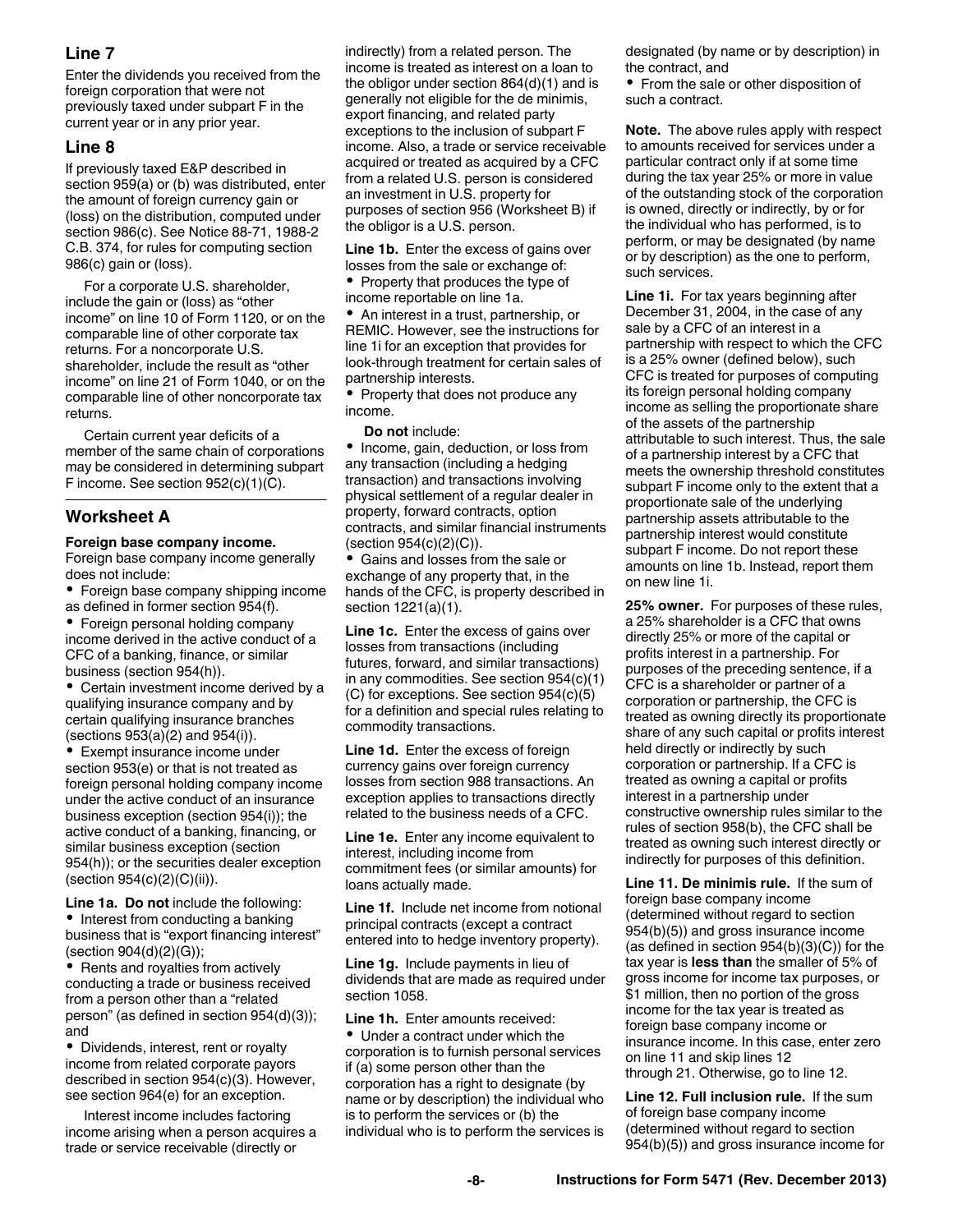## Line 7

Enter the dividends you received from the foreign corporation that were not previously taxed under subpart F in the current year or in any prior year.

## Line 8

If previously taxed E&P described in section 959(a) or (b) was distributed, enter the amount of foreign currency gain or (loss) on the distribution, computed under section 986(c). See Notice 88-71, 1988-2 C.B. 374, for rules for computing section 986(c) gain or (loss).

For a corporate U.S. shareholder, include the gain or (loss) as "other income" on line 10 of Form 1120, or on the comparable line of other corporate tax returns. For a noncorporate U.S. shareholder, include the result as "other income" on line 21 of Form 1040, or on the comparable line of other noncorporate tax returns.

Certain current year deficits of a member of the same chain of corporations may be considered in determining subpart F income. See section 952(c)(1)(C).

## Worksheet A

**Foreign base company income.** Foreign base company income generally does not include:

- Foreign base company shipping income as defined in former section 954(f).
- Foreign personal holding company income derived in the active conduct of a CFC of a banking, finance, or similar business (section 954(h)).
- Certain investment income derived by a qualifying insurance company and by certain qualifying insurance branches (sections 953(a)(2) and 954(i)).
- Exempt insurance income under section 953(e) or that is not treated as foreign personal holding company income under the active conduct of an insurance business exception (section 954(i)); the active conduct of a banking, financing, or similar business exception (section 954(h)); or the securities dealer exception (section 954(c)(2)(C)(ii)).

**Line 1a. Do not** include the following:

- Interest from conducting a banking business that is "export financing interest" (section 904(d)(2)(G));
- Rents and royalties from actively conducting a trade or business received from a person other than a "related person" (as defined in section 954(d)(3)); and
- Dividends, interest, rent or royalty income from related corporate payors described in section 954(c)(3). However, see section 964(e) for an exception.

Interest income includes factoring income arising when a person acquires a trade or service receivable (directly or indirectly) from a related person. The income is treated as interest on a loan to the obligor under section 864(d)(1) and is generally not eligible for the de minimis, export financing, and related party exceptions to the inclusion of subpart F income. Also, a trade or service receivable acquired or treated as acquired by a CFC from a related U.S. person is considered an investment in U.S. property for purposes of section 956 (Worksheet B) if the obligor is a U.S. person.

**Line 1b.** Enter the excess of gains over losses from the sale or exchange of:

- Property that produces the type of income reportable on line 1a.
- An interest in a trust, partnership, or REMIC. However, see the instructions for line 1i for an exception that provides for look-through treatment for certain sales of partnership interests.
- Property that does not produce any income.

**Do not** include:

- Income, gain, deduction, or loss from any transaction (including a hedging transaction) and transactions involving physical settlement of a regular dealer in property, forward contracts, option contracts, and similar financial instruments (section 954(c)(2)(C)).
- Gains and losses from the sale or exchange of any property that, in the hands of the CFC, is property described in section 1221(a)(1).

**Line 1c.** Enter the excess of gains over losses from transactions (including futures, forward, and similar transactions) in any commodities. See section 954(c)(1)(C) for exceptions. See section 954(c)(5) for a definition and special rules relating to commodity transactions.

**Line 1d.** Enter the excess of foreign currency gains over foreign currency losses from section 988 transactions. An exception applies to transactions directly related to the business needs of a CFC.

**Line 1e.** Enter any income equivalent to interest, including income from commitment fees (or similar amounts) for loans actually made.

**Line 1f.** Include net income from notional principal contracts (except a contract entered into to hedge inventory property).

**Line 1g.** Include payments in lieu of dividends that are made as required under section 1058.

**Line 1h.** Enter amounts received:

- Under a contract under which the corporation is to furnish personal services if (a) some person other than the corporation has a right to designate (by name or by description) the individual who is to perform the services or (b) the individual who is to perform the services is designated (by name or by description) in the contract, and
- From the sale or other disposition of such a contract.

**Note.** The above rules apply with respect to amounts received for services under a particular contract only if at some time during the tax year 25% or more in value of the outstanding stock of the corporation is owned, directly or indirectly, by or for the individual who has performed, is to perform, or may be designated (by name or by description) as the one to perform, such services.

**Line 1i.** For tax years beginning after December 31, 2004, in the case of any sale by a CFC of an interest in a partnership with respect to which the CFC is a 25% owner (defined below), such CFC is treated for purposes of computing its foreign personal holding company income as selling the proportionate share of the assets of the partnership attributable to such interest. Thus, the sale of a partnership interest by a CFC that meets the ownership threshold constitutes subpart F income only to the extent that a proportionate sale of the underlying partnership assets attributable to the partnership interest would constitute subpart F income. Do not report these amounts on line 1b. Instead, report them on new line 1i.

**25% owner.** For purposes of these rules, a 25% shareholder is a CFC that owns directly 25% or more of the capital or profits interest in a partnership. For purposes of the preceding sentence, if a CFC is a shareholder or partner of a corporation or partnership, the CFC is treated as owning directly its proportionate share of any such capital or profits interest held directly or indirectly by such corporation or partnership. If a CFC is treated as owning a capital or profits interest in a partnership under constructive ownership rules similar to the rules of section 958(b), the CFC shall be treated as owning such interest directly or indirectly for purposes of this definition.

**Line 11. De minimis rule.** If the sum of foreign base company income (determined without regard to section 954(b)(5)) and gross insurance income (as defined in section 954(b)(3)(C)) for the tax year is **less than** the smaller of 5% of gross income for income tax purposes, or $1 million, then no portion of the gross income for the tax year is treated as foreign base company income or insurance income. In this case, enter zero on line 11 and skip lines 12 through 21. Otherwise, go to line 12.

**Line 12. Full inclusion rule.** If the sum of foreign base company income (determined without regard to section 954(b)(5)) and gross insurance income for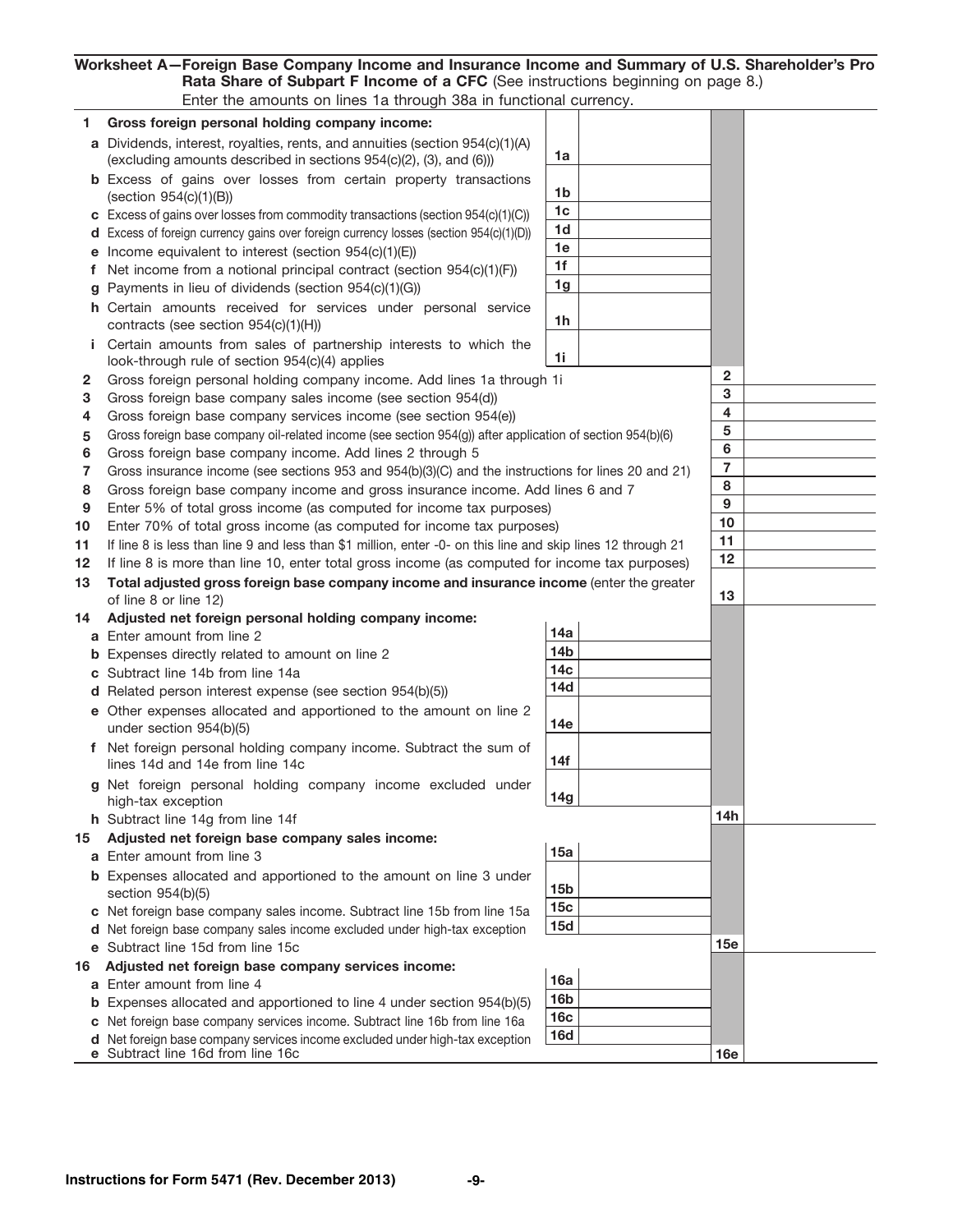**Worksheet A—Foreign Base Company Income and Insurance Income and Summary of U.S. Shareholder's Pro Rata Share of Subpart F Income of a CFC** (See instructions beginning on page 8.)

Enter the amounts on lines 1a through 38a in functional currency.

| | | | | | |
|---|---|---|---|---|---|
| **1** | **Gross foreign personal holding company income:** | | | | |
| **a** | Dividends, interest, royalties, rents, and annuities (section 954(c)(1)(A) (excluding amounts described in sections 954(c)(2), (3), and (6))) | 1a | | | |
| **b** | Excess of gains over losses from certain property transactions (section 954(c)(1)(B)) | 1b | | | |
| **c** | Excess of gains over losses from commodity transactions (section 954(c)(1)(C)) | 1c | | | |
| **d** | Excess of foreign currency gains over foreign currency losses (section 954(c)(1)(D)) | 1d | | | |
| **e** | Income equivalent to interest (section 954(c)(1)(E)) | 1e | | | |
| **f** | Net income from a notional principal contract (section 954(c)(1)(F)) | 1f | | | |
| **g** | Payments in lieu of dividends (section 954(c)(1)(G)) | 1g | | | |
| **h** | Certain amounts received for services under personal service contracts (see section 954(c)(1)(H)) | 1h | | | |
| **i** | Certain amounts from sales of partnership interests to which the look-through rule of section 954(c)(4) applies | 1i | | | |
| **2** | Gross foreign personal holding company income. Add lines 1a through 1i | | | 2 | |
| **3** | Gross foreign base company sales income (see section 954(d)) | | | 3 | |
| **4** | Gross foreign base company services income (see section 954(e)) | | | 4 | |
| **5** | Gross foreign base company oil-related income (see section 954(g)) after application of section 954(b)(6) | | | 5 | |
| **6** | Gross foreign base company income. Add lines 2 through 5 | | | 6 | |
| **7** | Gross insurance income (see sections 953 and 954(b)(3)(C) and the instructions for lines 20 and 21) | | | 7 | |
| **8** | Gross foreign base company income and gross insurance income. Add lines 6 and 7 | | | 8 | |
| **9** | Enter 5% of total gross income (as computed for income tax purposes) | | | 9 | |
| **10** | Enter 70% of total gross income (as computed for income tax purposes) | | | 10 | |
| **11** | If line 8 is less than line 9 and less than $1 million, enter -0- on this line and skip lines 12 through 21 | | | 11 | |
| **12** | If line 8 is more than line 10, enter total gross income (as computed for income tax purposes) | | | 12 | |
| **13** | **Total adjusted gross foreign base company income and insurance income** (enter the greater of line 8 or line 12) | | | 13 | |
| **14** | **Adjusted net foreign personal holding company income:** | | | | |
| **a** | Enter amount from line 2 | 14a | | | |
| **b** | Expenses directly related to amount on line 2 | 14b | | | |
| **c** | Subtract line 14b from line 14a | 14c | | | |
| **d** | Related person interest expense (see section 954(b)(5)) | 14d | | | |
| **e** | Other expenses allocated and apportioned to the amount on line 2 under section 954(b)(5) | 14e | | | |
| **f** | Net foreign personal holding company income. Subtract the sum of lines 14d and 14e from line 14c | 14f | | | |
| **g** | Net foreign personal holding company income excluded under high-tax exception | 14g | | | |
| **h** | Subtract line 14g from line 14f | | | 14h | |
| **15** | **Adjusted net foreign base company sales income:** | | | | |
| **a** | Enter amount from line 3 | 15a | | | |
| **b** | Expenses allocated and apportioned to the amount on line 3 under section 954(b)(5) | 15b | | | |
| **c** | Net foreign base company sales income. Subtract line 15b from line 15a | 15c | | | |
| **d** | Net foreign base company sales income excluded under high-tax exception | 15d | | | |
| **e** | Subtract line 15d from line 15c | | | 15e | |
| **16** | **Adjusted net foreign base company services income:** | | | | |
| **a** | Enter amount from line 4 | 16a | | | |
| **b** | Expenses allocated and apportioned to line 4 under section 954(b)(5) | 16b | | | |
| **c** | Net foreign base company services income. Subtract line 16b from line 16a | 16c | | | |
| **d** | Net foreign base company services income excluded under high-tax exception | 16d | | | |
| **e** | Subtract line 16d from line 16c | | | 16e | |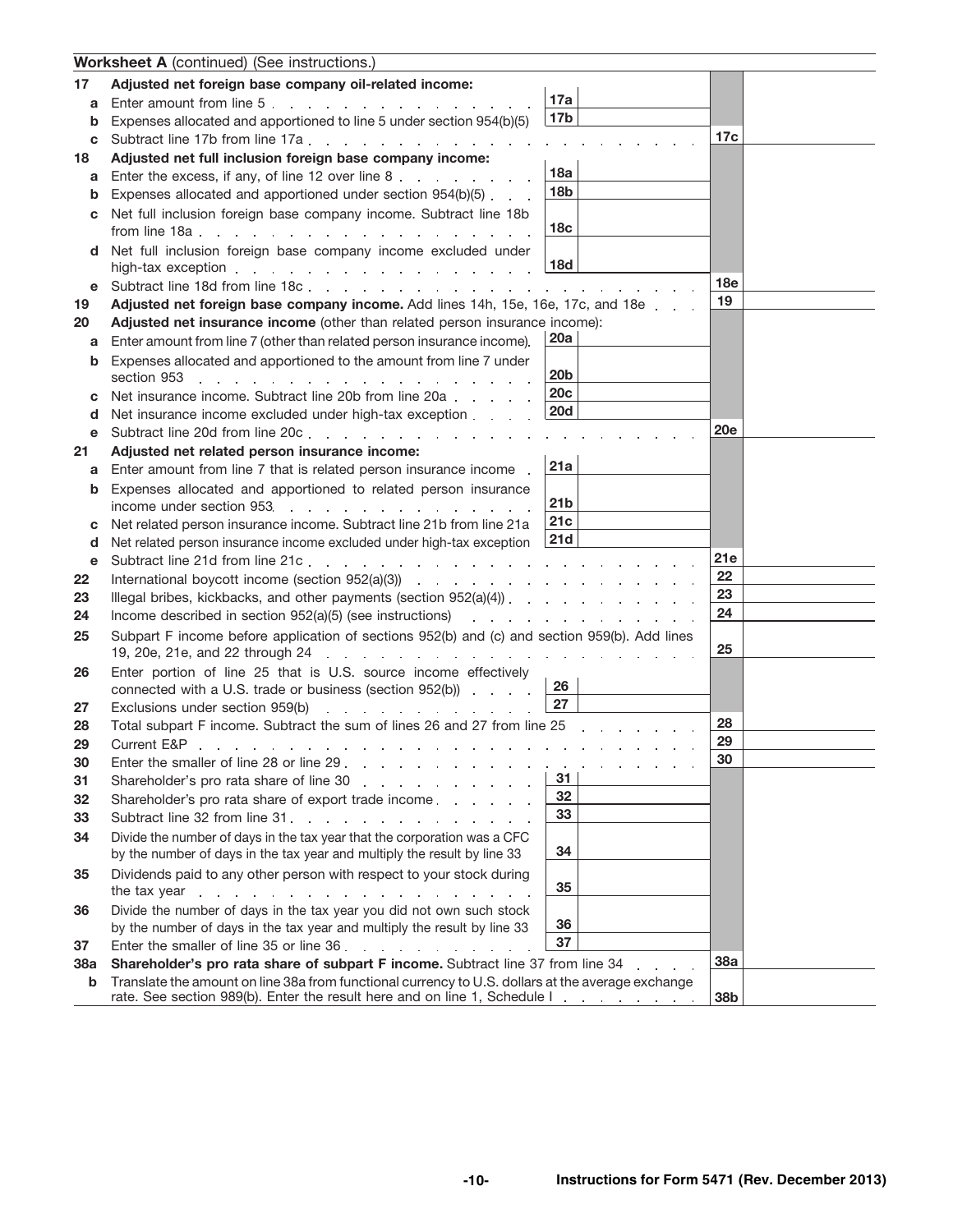**Worksheet A** (continued) (See instructions.)

| | | | | | |
|---|---|---|---|---|---|
| **17** | **Adjusted net foreign base company oil-related income:** | | | | |
| a | Enter amount from line 5 | 17a | | | |
| b | Expenses allocated and apportioned to line 5 under section 954(b)(5) | 17b | | | |
| c | Subtract line 17b from line 17a | | | 17c | |
| **18** | **Adjusted net full inclusion foreign base company income:** | | | | |
| a | Enter the excess, if any, of line 12 over line 8 | 18a | | | |
| b | Expenses allocated and apportioned under section 954(b)(5) | 18b | | | |
| c | Net full inclusion foreign base company income. Subtract line 18b from line 18a | 18c | | | |
| d | Net full inclusion foreign base company income excluded under high-tax exception | 18d | | | |
| e | Subtract line 18d from line 18c | | | 18e | |
| **19** | **Adjusted net foreign base company income.** Add lines 14h, 15e, 16e, 17c, and 18e | | | 19 | |
| **20** | **Adjusted net insurance income** (other than related person insurance income): | | | | |
| a | Enter amount from line 7 (other than related person insurance income) | 20a | | | |
| b | Expenses allocated and apportioned to the amount from line 7 under section 953 | 20b | | | |
| c | Net insurance income. Subtract line 20b from line 20a | 20c | | | |
| d | Net insurance income excluded under high-tax exception | 20d | | | |
| e | Subtract line 20d from line 20c | | | 20e | |
| **21** | **Adjusted net related person insurance income:** | | | | |
| a | Enter amount from line 7 that is related person insurance income | 21a | | | |
| b | Expenses allocated and apportioned to related person insurance income under section 953 | 21b | | | |
| c | Net related person insurance income. Subtract line 21b from line 21a | 21c | | | |
| d | Net related person insurance income excluded under high-tax exception | 21d | | | |
| e | Subtract line 21d from line 21c | | | 21e | |
| **22** | International boycott income (section 952(a)(3)) | | | 22 | |
| **23** | Illegal bribes, kickbacks, and other payments (section 952(a)(4)) | | | 23 | |
| **24** | Income described in section 952(a)(5) (see instructions) | | | 24 | |
| **25** | Subpart F income before application of sections 952(b) and (c) and section 959(b). Add lines 19, 20e, 21e, and 22 through 24 | | | 25 | |
| **26** | Enter portion of line 25 that is U.S. source income effectively connected with a U.S. trade or business (section 952(b)) | 26 | | | |
| **27** | Exclusions under section 959(b) | 27 | | | |
| **28** | Total subpart F income. Subtract the sum of lines 26 and 27 from line 25 | | | 28 | |
| **29** | Current E&P | | | 29 | |
| **30** | Enter the smaller of line 28 or line 29 | | | 30 | |
| **31** | Shareholder's pro rata share of line 30 | 31 | | | |
| **32** | Shareholder's pro rata share of export trade income | 32 | | | |
| **33** | Subtract line 32 from line 31 | 33 | | | |
| **34** | Divide the number of days in the tax year that the corporation was a CFC by the number of days in the tax year and multiply the result by line 33 | 34 | | | |
| **35** | Dividends paid to any other person with respect to your stock during the tax year | 35 | | | |
| **36** | Divide the number of days in the tax year you did not own such stock by the number of days in the tax year and multiply the result by line 33 | 36 | | | |
| **37** | Enter the smaller of line 35 or line 36 | 37 | | | |
| **38a** | **Shareholder's pro rata share of subpart F income.** Subtract line 37 from line 34 | | | 38a | |
| b | Translate the amount on line 38a from functional currency to U.S. dollars at the average exchange rate. See section 989(b). Enter the result here and on line 1, Schedule I | | | 38b | |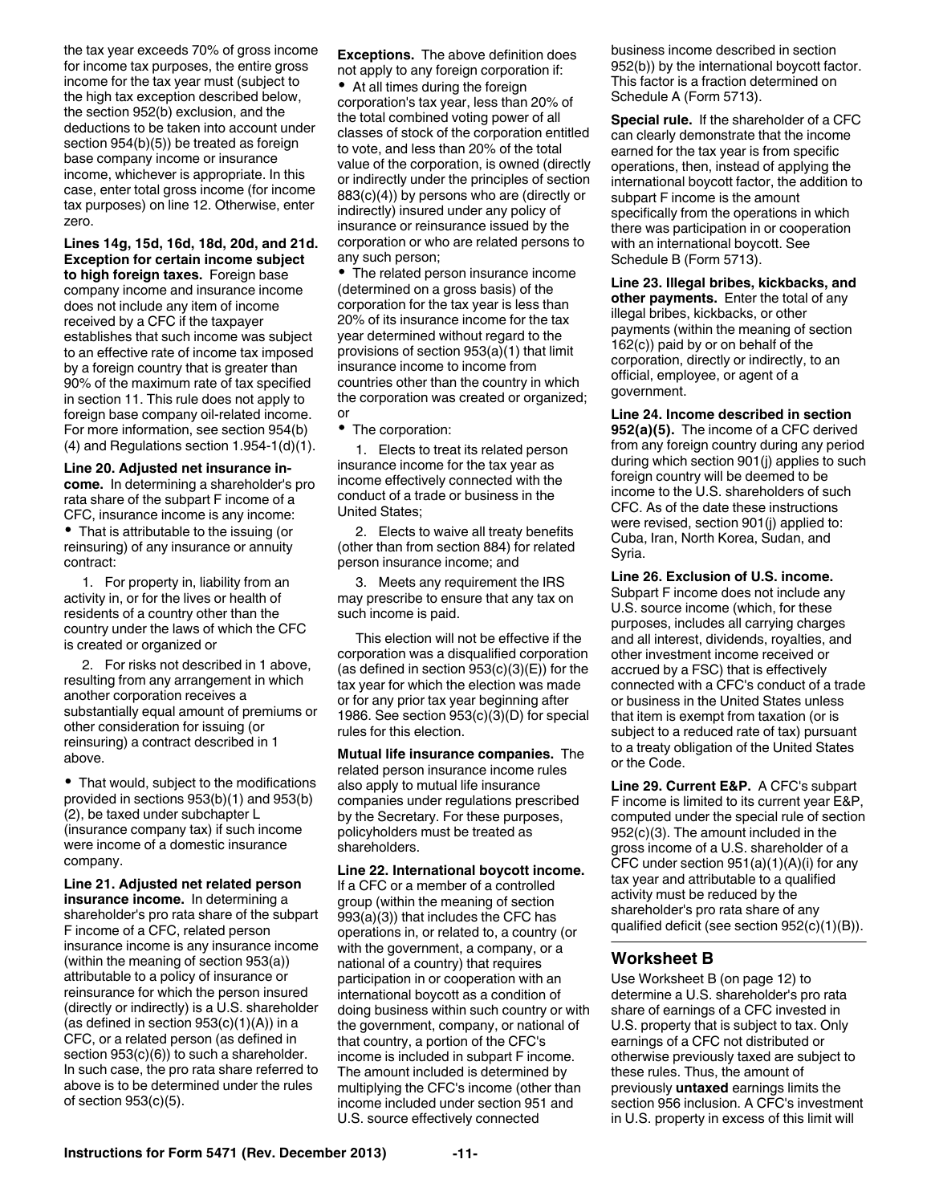the tax year exceeds 70% of gross income for income tax purposes, the entire gross income for the tax year must (subject to the high tax exception described below, the section 952(b) exclusion, and the deductions to be taken into account under section 954(b)(5)) be treated as foreign base company income or insurance income, whichever is appropriate. In this case, enter total gross income (for income tax purposes) on line 12. Otherwise, enter zero.

**Lines 14g, 15d, 16d, 18d, 20d, and 21d. Exception for certain income subject to high foreign taxes.** Foreign base company income and insurance income does not include any item of income received by a CFC if the taxpayer establishes that such income was subject to an effective rate of income tax imposed by a foreign country that is greater than 90% of the maximum rate of tax specified in section 11. This rule does not apply to foreign base company oil-related income. For more information, see section 954(b)(4) and Regulations section 1.954-1(d)(1).

**Line 20. Adjusted net insurance income.** In determining a shareholder's pro rata share of the subpart F income of a CFC, insurance income is any income:

- That is attributable to the issuing (or reinsuring) of any insurance or annuity contract:

  1. For property in, liability from an activity in, or for the lives or health of residents of a country other than the country under the laws of which the CFC is created or organized or

  2. For risks not described in 1 above, resulting from any arrangement in which another corporation receives a substantially equal amount of premiums or other consideration for issuing (or reinsuring) a contract described in 1 above.

- That would, subject to the modifications provided in sections 953(b)(1) and 953(b)(2), be taxed under subchapter L (insurance company tax) if such income were income of a domestic insurance company.

**Line 21. Adjusted net related person insurance income.** In determining a shareholder's pro rata share of the subpart F income of a CFC, related person insurance income is any insurance income (within the meaning of section 953(a)) attributable to a policy of insurance or reinsurance for which the person insured (directly or indirectly) is a U.S. shareholder (as defined in section 953(c)(1)(A)) in a CFC, or a related person (as defined in section 953(c)(6)) to such a shareholder. In such case, the pro rata share referred to above is to be determined under the rules of section 953(c)(5).

**Exceptions.** The above definition does not apply to any foreign corporation if:

- At all times during the foreign corporation's tax year, less than 20% of the total combined voting power of all classes of stock of the corporation entitled to vote, and less than 20% of the total value of the corporation, is owned (directly or indirectly under the principles of section 883(c)(4)) by persons who are (directly or indirectly) insured under any policy of insurance or reinsurance issued by the corporation or who are related persons to any such person;
- The related person insurance income (determined on a gross basis) of the corporation for the tax year is less than 20% of its insurance income for the tax year determined without regard to the provisions of section 953(a)(1) that limit insurance income to income from countries other than the country in which the corporation was created or organized; or
- The corporation:

  1. Elects to treat its related person insurance income for the tax year as income effectively connected with the conduct of a trade or business in the United States;

  2. Elects to waive all treaty benefits (other than from section 884) for related person insurance income; and

  3. Meets any requirement the IRS may prescribe to ensure that any tax on such income is paid.

This election will not be effective if the corporation was a disqualified corporation (as defined in section 953(c)(3)(E)) for the tax year for which the election was made or for any prior tax year beginning after 1986. See section 953(c)(3)(D) for special rules for this election.

**Mutual life insurance companies.** The related person insurance income rules also apply to mutual life insurance companies under regulations prescribed by the Secretary. For these purposes, policyholders must be treated as shareholders.

**Line 22. International boycott income.** If a CFC or a member of a controlled group (within the meaning of section 993(a)(3)) that includes the CFC has operations in, or related to, a country (or with the government, a company, or a national of a country) that requires participation in or cooperation with an international boycott as a condition of doing business within such country or with the government, company, or national of that country, a portion of the CFC's income is included in subpart F income. The amount included is determined by multiplying the CFC's income (other than income included under section 951 and U.S. source effectively connected business income described in section 952(b)) by the international boycott factor. This factor is a fraction determined on Schedule A (Form 5713).

**Special rule.** If the shareholder of a CFC can clearly demonstrate that the income earned for the tax year is from specific operations, then, instead of applying the international boycott factor, the addition to subpart F income is the amount specifically from the operations in which there was participation in or cooperation with an international boycott. See Schedule B (Form 5713).

**Line 23. Illegal bribes, kickbacks, and other payments.** Enter the total of any illegal bribes, kickbacks, or other payments (within the meaning of section 162(c)) paid by or on behalf of the corporation, directly or indirectly, to an official, employee, or agent of a government.

**Line 24. Income described in section 952(a)(5).** The income of a CFC derived from any foreign country during any period during which section 901(j) applies to such foreign country will be deemed to be income to the U.S. shareholders of such CFC. As of the date these instructions were revised, section 901(j) applied to: Cuba, Iran, North Korea, Sudan, and Syria.

**Line 26. Exclusion of U.S. income.** Subpart F income does not include any U.S. source income (which, for these purposes, includes all carrying charges and all interest, dividends, royalties, and other investment income received or accrued by a FSC) that is effectively connected with a CFC's conduct of a trade or business in the United States unless that item is exempt from taxation (or is subject to a reduced rate of tax) pursuant to a treaty obligation of the United States or the Code.

**Line 29. Current E&P.** A CFC's subpart F income is limited to its current year E&P, computed under the special rule of section 952(c)(3). The amount included in the gross income of a U.S. shareholder of a CFC under section 951(a)(1)(A)(i) for any tax year and attributable to a qualified activity must be reduced by the shareholder's pro rata share of any qualified deficit (see section 952(c)(1)(B)).

## Worksheet B

Use Worksheet B (on page 12) to determine a U.S. shareholder's pro rata share of earnings of a CFC invested in U.S. property that is subject to tax. Only earnings of a CFC not distributed or otherwise previously taxed are subject to these rules. Thus, the amount of previously **untaxed** earnings limits the section 956 inclusion. A CFC's investment in U.S. property in excess of this limit will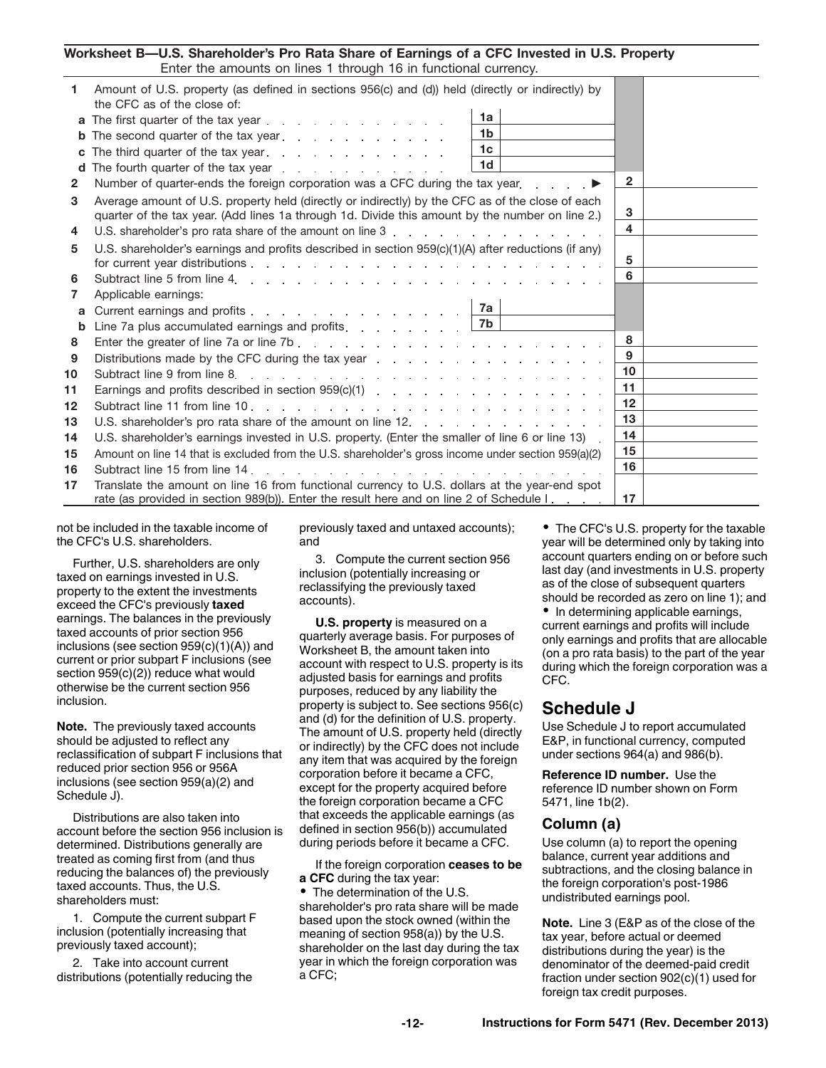**Worksheet B—U.S. Shareholder's Pro Rata Share of Earnings of a CFC Invested in U.S. Property**

Enter the amounts on lines 1 through 16 in functional currency.

| Line | Description | | | | |
|---|---|---|---|---|---|
| 1 | Amount of U.S. property (as defined in sections 956(c) and (d)) held (directly or indirectly) by the CFC as of the close of: | | | | |
| a | The first quarter of the tax year | 1a | | | |
| b | The second quarter of the tax year | 1b | | | |
| c | The third quarter of the tax year | 1c | | | |
| d | The fourth quarter of the tax year | 1d | | | |
| 2 | Number of quarter-ends the foreign corporation was a CFC during the tax year ▶ | | | 2 | |
| 3 | Average amount of U.S. property held (directly or indirectly) by the CFC as of the close of each quarter of the tax year. (Add lines 1a through 1d. Divide this amount by the number on line 2.) | | | 3 | |
| 4 | U.S. shareholder's pro rata share of the amount on line 3 | | | 4 | |
| 5 | U.S. shareholder's earnings and profits described in section 959(c)(1)(A) after reductions (if any) for current year distributions | | | 5 | |
| 6 | Subtract line 5 from line 4 | | | 6 | |
| 7 | Applicable earnings: | | | | |
| a | Current earnings and profits | 7a | | | |
| b | Line 7a plus accumulated earnings and profits | 7b | | | |
| 8 | Enter the greater of line 7a or line 7b | | | 8 | |
| 9 | Distributions made by the CFC during the tax year | | | 9 | |
| 10 | Subtract line 9 from line 8 | | | 10 | |
| 11 | Earnings and profits described in section 959(c)(1) | | | 11 | |
| 12 | Subtract line 11 from line 10 | | | 12 | |
| 13 | U.S. shareholder's pro rata share of the amount on line 12 | | | 13 | |
| 14 | U.S. shareholder's earnings invested in U.S. property. (Enter the smaller of line 6 or line 13) | | | 14 | |
| 15 | Amount on line 14 that is excluded from the U.S. shareholder's gross income under section 959(a)(2) | | | 15 | |
| 16 | Subtract line 15 from line 14 | | | 16 | |
| 17 | Translate the amount on line 16 from functional currency to U.S. dollars at the year-end spot rate (as provided in section 989(b)). Enter the result here and on line 2 of Schedule I | | | 17 | |

not be included in the taxable income of the CFC's U.S. shareholders.

Further, U.S. shareholders are only taxed on earnings invested in U.S. property to the extent the investments exceed the CFC's previously **taxed** earnings. The balances in the previously taxed accounts of prior section 956 inclusions (see section 959(c)(1)(A)) and current or prior subpart F inclusions (see section 959(c)(2)) reduce what would otherwise be the current section 956 inclusion.

**Note.** The previously taxed accounts should be adjusted to reflect any reclassification of subpart F inclusions that reduced prior section 956 or 956A inclusions (see section 959(a)(2) and Schedule J).

Distributions are also taken into account before the section 956 inclusion is determined. Distributions generally are treated as coming first from (and thus reducing the balances of) the previously taxed accounts. Thus, the U.S. shareholders must:

1. Compute the current subpart F inclusion (potentially increasing that previously taxed account);

2. Take into account current distributions (potentially reducing the previously taxed and untaxed accounts); and

3. Compute the current section 956 inclusion (potentially increasing or reclassifying the previously taxed accounts).

**U.S. property** is measured on a quarterly average basis. For purposes of Worksheet B, the amount taken into account with respect to U.S. property is its adjusted basis for earnings and profits purposes, reduced by any liability the property is subject to. See sections 956(c) and (d) for the definition of U.S. property. The amount of U.S. property held (directly or indirectly) by the CFC does not include any item that was acquired by the foreign corporation before it became a CFC, except for the property acquired before the foreign corporation became a CFC that exceeds the applicable earnings (as defined in section 956(b)) accumulated during periods before it became a CFC.

If the foreign corporation **ceases to be a CFC** during the tax year:

- The determination of the U.S. shareholder's pro rata share will be made based upon the stock owned (within the meaning of section 958(a)) by the U.S. shareholder on the last day during the tax year in which the foreign corporation was a CFC;
- The CFC's U.S. property for the taxable year will be determined only by taking into account quarters ending on or before such last day (and investments in U.S. property as of the close of subsequent quarters should be recorded as zero on line 1); and
- In determining applicable earnings, current earnings and profits will include only earnings and profits that are allocable (on a pro rata basis) to the part of the year during which the foreign corporation was a CFC.

## Schedule J

Use Schedule J to report accumulated E&P, in functional currency, computed under sections 964(a) and 986(b).

**Reference ID number.** Use the reference ID number shown on Form 5471, line 1b(2).

### Column (a)

Use column (a) to report the opening balance, current year additions and subtractions, and the closing balance in the foreign corporation's post-1986 undistributed earnings pool.

**Note.** Line 3 (E&P as of the close of the tax year, before actual or deemed distributions during the year) is the denominator of the deemed-paid credit fraction under section 902(c)(1) used for foreign tax credit purposes.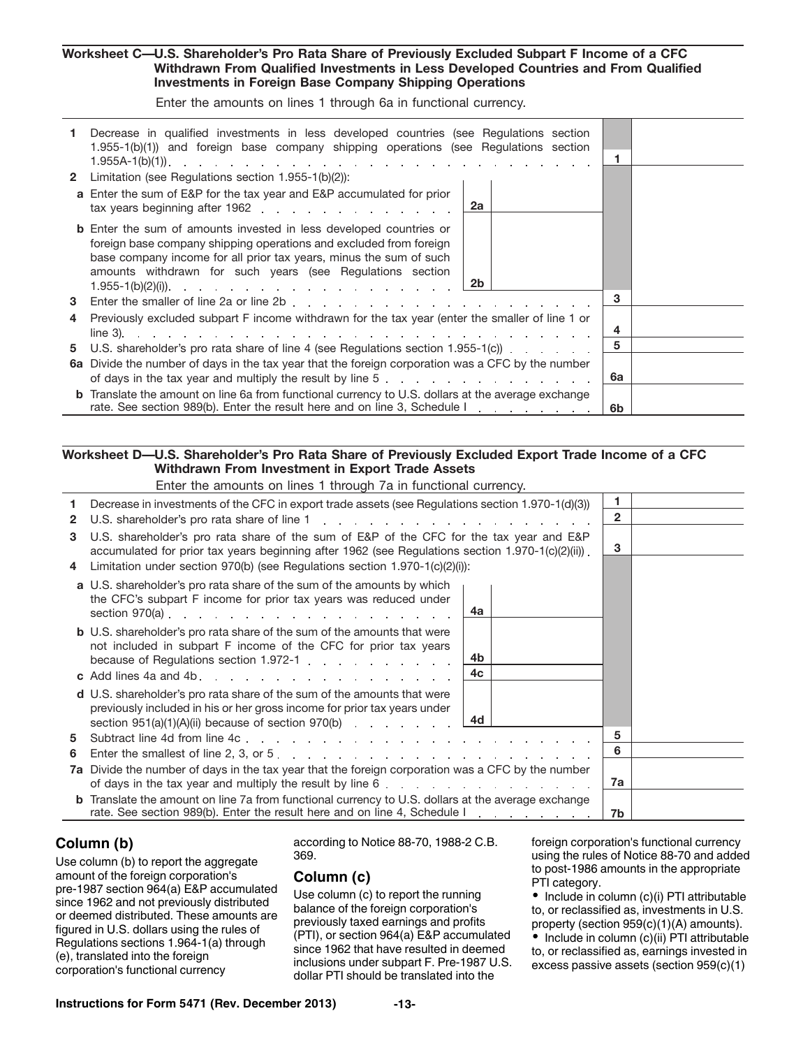### Worksheet C—U.S. Shareholder's Pro Rata Share of Previously Excluded Subpart F Income of a CFC Withdrawn From Qualified Investments in Less Developed Countries and From Qualified Investments in Foreign Base Company Shipping Operations

Enter the amounts on lines 1 through 6a in functional currency.

| | | | | |
|---|---|---|---|---|
| **1** | Decrease in qualified investments in less developed countries (see Regulations section 1.955-1(b)(1)) and foreign base company shipping operations (see Regulations section 1.955A-1(b)(1)) | | **1** | |
| **2** | Limitation (see Regulations section 1.955-1(b)(2)): | | | |
| **a** | Enter the sum of E&P for the tax year and E&P accumulated for prior tax years beginning after 1962 | **2a** | | |
| **b** | Enter the sum of amounts invested in less developed countries or foreign base company shipping operations and excluded from foreign base company income for all prior tax years, minus the sum of such amounts withdrawn for such years (see Regulations section 1.955-1(b)(2)(i)) | **2b** | | |
| **3** | Enter the smaller of line 2a or line 2b | | **3** | |
| **4** | Previously excluded subpart F income withdrawn for the tax year (enter the smaller of line 1 or line 3) | | **4** | |
| **5** | U.S. shareholder's pro rata share of line 4 (see Regulations section 1.955-1(c)) | | **5** | |
| **6a** | Divide the number of days in the tax year that the foreign corporation was a CFC by the number of days in the tax year and multiply the result by line 5 | | **6a** | |
| **b** | Translate the amount on line 6a from functional currency to U.S. dollars at the average exchange rate. See section 989(b). Enter the result here and on line 3, Schedule I | | **6b** | |

### Worksheet D—U.S. Shareholder's Pro Rata Share of Previously Excluded Export Trade Income of a CFC Withdrawn From Investment in Export Trade Assets

Enter the amounts on lines 1 through 7a in functional currency.

| | | | | |
|---|---|---|---|---|
| **1** | Decrease in investments of the CFC in export trade assets (see Regulations section 1.970-1(d)(3)) | | **1** | |
| **2** | U.S. shareholder's pro rata share of line 1 | | **2** | |
| **3** | U.S. shareholder's pro rata share of the sum of E&P of the CFC for the tax year and E&P accumulated for prior tax years beginning after 1962 (see Regulations section 1.970-1(c)(2)(ii)) | | **3** | |
| **4** | Limitation under section 970(b) (see Regulations section 1.970-1(c)(2)(i)): | | | |
| **a** | U.S. shareholder's pro rata share of the sum of the amounts by which the CFC's subpart F income for prior tax years was reduced under section 970(a) | **4a** | | |
| **b** | U.S. shareholder's pro rata share of the sum of the amounts that were not included in subpart F income of the CFC for prior tax years because of Regulations section 1.972-1 | **4b** | | |
| **c** | Add lines 4a and 4b | **4c** | | |
| **d** | U.S. shareholder's pro rata share of the sum of the amounts that were previously included in his or her gross income for prior tax years under section 951(a)(1)(A)(ii) because of section 970(b) | **4d** | | |
| **5** | Subtract line 4d from line 4c | | **5** | |
| **6** | Enter the smallest of line 2, 3, or 5 | | **6** | |
| **7a** | Divide the number of days in the tax year that the foreign corporation was a CFC by the number of days in the tax year and multiply the result by line 6 | | **7a** | |
| **b** | Translate the amount on line 7a from functional currency to U.S. dollars at the average exchange rate. See section 989(b). Enter the result here and on line 4, Schedule I | | **7b** | |

## Column (b)

Use column (b) to report the aggregate amount of the foreign corporation's pre-1987 section 964(a) E&P accumulated since 1962 and not previously distributed or deemed distributed. These amounts are figured in U.S. dollars using the rules of Regulations sections 1.964-1(a) through (e), translated into the foreign corporation's functional currency according to Notice 88-70, 1988-2 C.B. 369.

## Column (c)

Use column (c) to report the running balance of the foreign corporation's previously taxed earnings and profits (PTI), or section 964(a) E&P accumulated since 1962 that have resulted in deemed inclusions under subpart F. Pre-1987 U.S. dollar PTI should be translated into the foreign corporation's functional currency using the rules of Notice 88-70 and added to post-1986 amounts in the appropriate PTI category.

- Include in column (c)(i) PTI attributable to, or reclassified as, investments in U.S. property (section 959(c)(1)(A) amounts).
- Include in column (c)(ii) PTI attributable to, or reclassified as, earnings invested in excess passive assets (section 959(c)(1)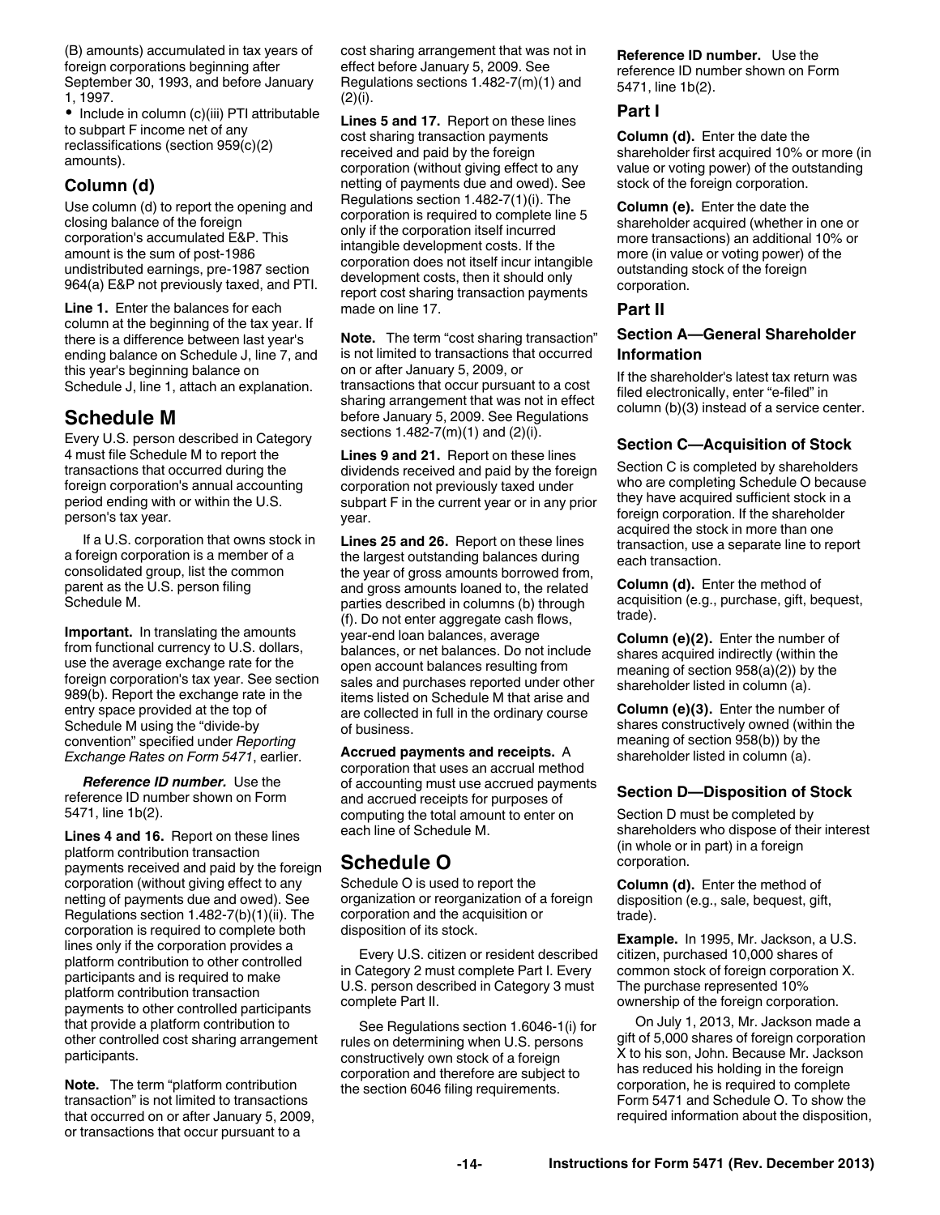(B) amounts) accumulated in tax years of foreign corporations beginning after September 30, 1993, and before January 1, 1997.

- Include in column (c)(iii) PTI attributable to subpart F income net of any reclassifications (section 959(c)(2) amounts).

### Column (d)

Use column (d) to report the opening and closing balance of the foreign corporation's accumulated E&P. This amount is the sum of post-1986 undistributed earnings, pre-1987 section 964(a) E&P not previously taxed, and PTI.

**Line 1.** Enter the balances for each column at the beginning of the tax year. If there is a difference between last year's ending balance on Schedule J, line 7, and this year's beginning balance on Schedule J, line 1, attach an explanation.

## Schedule M

Every U.S. person described in Category 4 must file Schedule M to report the transactions that occurred during the foreign corporation's annual accounting period ending with or within the U.S. person's tax year.

If a U.S. corporation that owns stock in a foreign corporation is a member of a consolidated group, list the common parent as the U.S. person filing Schedule M.

**Important.** In translating the amounts from functional currency to U.S. dollars, use the average exchange rate for the foreign corporation's tax year. See section 989(b). Report the exchange rate in the entry space provided at the top of Schedule M using the "divide-by convention" specified under *Reporting Exchange Rates on Form 5471*, earlier.

***Reference ID number.*** Use the reference ID number shown on Form 5471, line 1b(2).

**Lines 4 and 16.** Report on these lines platform contribution transaction payments received and paid by the foreign corporation (without giving effect to any netting of payments due and owed). See Regulations section 1.482-7(b)(1)(ii). The corporation is required to complete both lines only if the corporation provides a platform contribution to other controlled participants and is required to make platform contribution transaction payments to other controlled participants that provide a platform contribution to other controlled cost sharing arrangement participants.

**Note.** The term "platform contribution transaction" is not limited to transactions that occurred on or after January 5, 2009, or transactions that occur pursuant to a cost sharing arrangement that was not in effect before January 5, 2009. See Regulations sections 1.482-7(m)(1) and (2)(i).

**Lines 5 and 17.** Report on these lines cost sharing transaction payments received and paid by the foreign corporation (without giving effect to any netting of payments due and owed). See Regulations section 1.482-7(1)(i). The corporation is required to complete line 5 only if the corporation itself incurred intangible development costs. If the corporation does not itself incur intangible development costs, then it should only report cost sharing transaction payments made on line 17.

**Note.** The term "cost sharing transaction" is not limited to transactions that occurred on or after January 5, 2009, or transactions that occur pursuant to a cost sharing arrangement that was not in effect before January 5, 2009. See Regulations sections 1.482-7(m)(1) and (2)(i).

**Lines 9 and 21.** Report on these lines dividends received and paid by the foreign corporation not previously taxed under subpart F in the current year or in any prior year.

**Lines 25 and 26.** Report on these lines the largest outstanding balances during the year of gross amounts borrowed from, and gross amounts loaned to, the related parties described in columns (b) through (f). Do not enter aggregate cash flows, year-end loan balances, average balances, or net balances. Do not include open account balances resulting from sales and purchases reported under other items listed on Schedule M that arise and are collected in full in the ordinary course of business.

**Accrued payments and receipts.** A corporation that uses an accrual method of accounting must use accrued payments and accrued receipts for purposes of computing the total amount to enter on each line of Schedule M.

## Schedule O

Schedule O is used to report the organization or reorganization of a foreign corporation and the acquisition or disposition of its stock.

Every U.S. citizen or resident described in Category 2 must complete Part I. Every U.S. person described in Category 3 must complete Part II.

See Regulations section 1.6046-1(i) for rules on determining when U.S. persons constructively own stock of a foreign corporation and therefore are subject to the section 6046 filing requirements.

**Reference ID number.** Use the reference ID number shown on Form 5471, line 1b(2).

### Part I

**Column (d).** Enter the date the shareholder first acquired 10% or more (in value or voting power) of the outstanding stock of the foreign corporation.

**Column (e).** Enter the date the shareholder acquired (whether in one or more transactions) an additional 10% or more (in value or voting power) of the outstanding stock of the foreign corporation.

### Part II

#### Section A—General Shareholder Information

If the shareholder's latest tax return was filed electronically, enter "e-filed" in column (b)(3) instead of a service center.

#### Section C—Acquisition of Stock

Section C is completed by shareholders who are completing Schedule O because they have acquired sufficient stock in a foreign corporation. If the shareholder acquired the stock in more than one transaction, use a separate line to report each transaction.

**Column (d).** Enter the method of acquisition (e.g., purchase, gift, bequest, trade).

**Column (e)(2).** Enter the number of shares acquired indirectly (within the meaning of section 958(a)(2)) by the shareholder listed in column (a).

**Column (e)(3).** Enter the number of shares constructively owned (within the meaning of section 958(b)) by the shareholder listed in column (a).

#### Section D—Disposition of Stock

Section D must be completed by shareholders who dispose of their interest (in whole or in part) in a foreign corporation.

**Column (d).** Enter the method of disposition (e.g., sale, bequest, gift, trade).

**Example.** In 1995, Mr. Jackson, a U.S. citizen, purchased 10,000 shares of common stock of foreign corporation X. The purchase represented 10% ownership of the foreign corporation.

On July 1, 2013, Mr. Jackson made a gift of 5,000 shares of foreign corporation X to his son, John. Because Mr. Jackson has reduced his holding in the foreign corporation, he is required to complete Form 5471 and Schedule O. To show the required information about the disposition,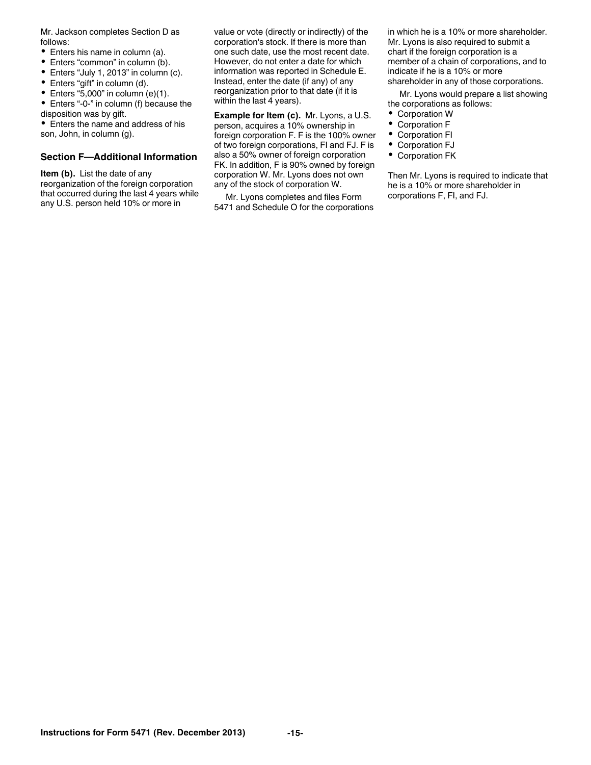Mr. Jackson completes Section D as follows:

- Enters his name in column (a).
- Enters "common" in column (b).
- Enters "July 1, 2013" in column (c).
- Enters "gift" in column (d).
- Enters "5,000" in column (e)(1).
- Enters "-0-" in column (f) because the disposition was by gift.
- Enters the name and address of his son, John, in column (g).

### Section F—Additional Information

**Item (b).** List the date of any reorganization of the foreign corporation that occurred during the last 4 years while any U.S. person held 10% or more in value or vote (directly or indirectly) of the corporation's stock. If there is more than one such date, use the most recent date. However, do not enter a date for which information was reported in Schedule E. Instead, enter the date (if any) of any reorganization prior to that date (if it is within the last 4 years).

**Example for Item (c).** Mr. Lyons, a U.S. person, acquires a 10% ownership in foreign corporation F. F is the 100% owner of two foreign corporations, FI and FJ. F is also a 50% owner of foreign corporation FK. In addition, F is 90% owned by foreign corporation W. Mr. Lyons does not own any of the stock of corporation W.

Mr. Lyons completes and files Form 5471 and Schedule O for the corporations in which he is a 10% or more shareholder. Mr. Lyons is also required to submit a chart if the foreign corporation is a member of a chain of corporations, and to indicate if he is a 10% or more shareholder in any of those corporations.

Mr. Lyons would prepare a list showing the corporations as follows:

- Corporation W
- Corporation F
- Corporation FI
- Corporation FJ
- Corporation FK

Then Mr. Lyons is required to indicate that he is a 10% or more shareholder in corporations F, FI, and FJ.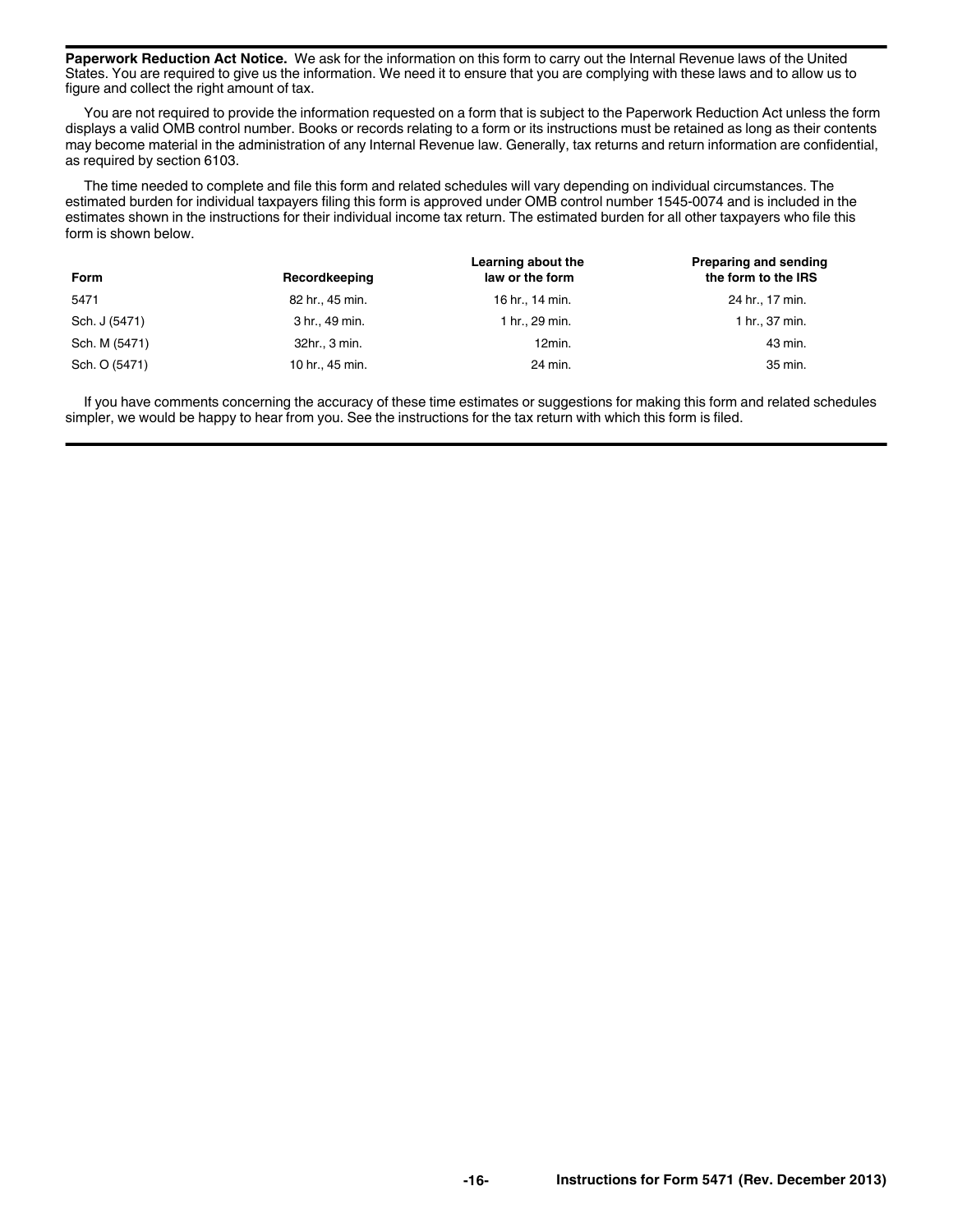**Paperwork Reduction Act Notice.** We ask for the information on this form to carry out the Internal Revenue laws of the United States. You are required to give us the information. We need it to ensure that you are complying with these laws and to allow us to figure and collect the right amount of tax.

You are not required to provide the information requested on a form that is subject to the Paperwork Reduction Act unless the form displays a valid OMB control number. Books or records relating to a form or its instructions must be retained as long as their contents may become material in the administration of any Internal Revenue law. Generally, tax returns and return information are confidential, as required by section 6103.

The time needed to complete and file this form and related schedules will vary depending on individual circumstances. The estimated burden for individual taxpayers filing this form is approved under OMB control number 1545-0074 and is included in the estimates shown in the instructions for their individual income tax return. The estimated burden for all other taxpayers who file this form is shown below.

| Form | Recordkeeping | Learning about the law or the form | Preparing and sending the form to the IRS |
|---|---|---|---|
| 5471 | 82 hr., 45 min. | 16 hr., 14 min. | 24 hr., 17 min. |
| Sch. J (5471) | 3 hr., 49 min. | 1 hr., 29 min. | 1 hr., 37 min. |
| Sch. M (5471) | 32hr., 3 min. | 12min. | 43 min. |
| Sch. O (5471) | 10 hr., 45 min. | 24 min. | 35 min. |

If you have comments concerning the accuracy of these time estimates or suggestions for making this form and related schedules simpler, we would be happy to hear from you. See the instructions for the tax return with which this form is filed.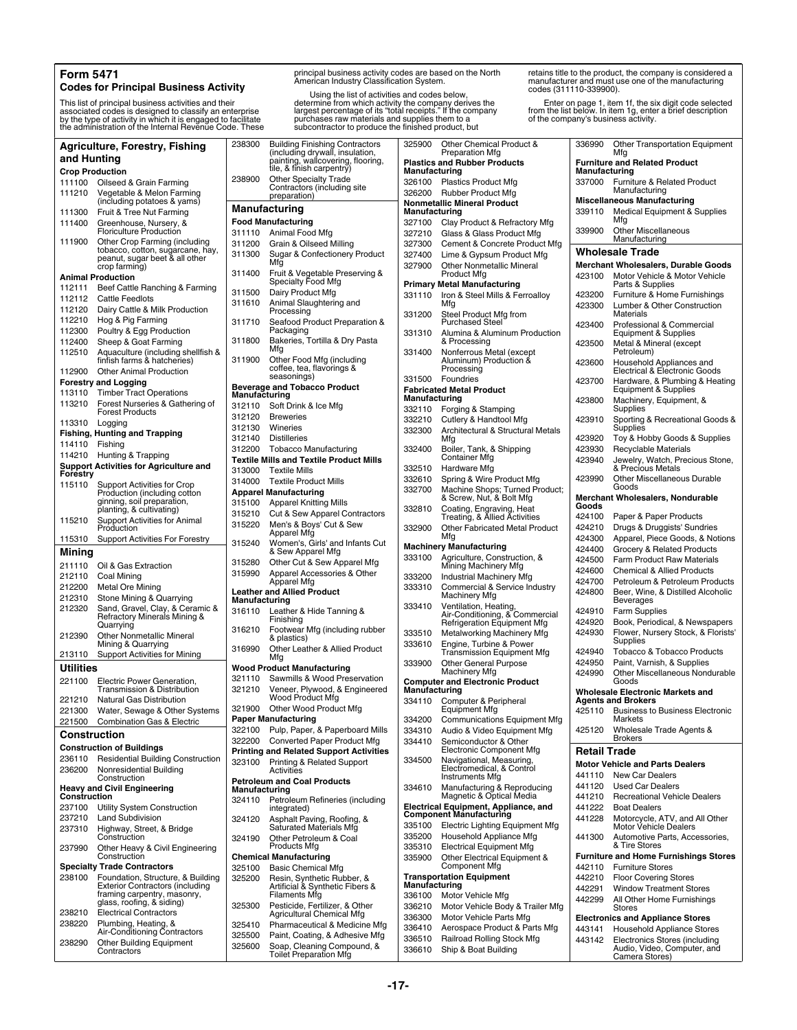## Form 5471
### Codes for Principal Business Activity

This list of principal business activities and their associated codes is designed to classify an enterprise by the type of activity in which it is engaged to facilitate the administration of the Internal Revenue Code. These principal business activity codes are based on the North American Industry Classification System.

Using the list of activities and codes below, determine from which activity the company derives the largest percentage of its "total receipts." If the company purchases raw materials and supplies them to a subcontractor to produce the finished product, but retains title to the product, the company is considered a manufacturer and must use one of the manufacturing codes (311110-339900).

Enter on page 1, item 1f, the six digit code selected from the list below. In item 1g, enter a brief description of the company's business activity.

### Agriculture, Forestry, Fishing and Hunting

**Crop Production**

- 111100 Oilseed & Grain Farming
- 111210 Vegetable & Melon Farming (including potatoes & yams)
- 111300 Fruit & Tree Nut Farming
- 111400 Greenhouse, Nursery, & Floriculture Production
- 111900 Other Crop Farming (including tobacco, cotton, sugarcane, hay, peanut, sugar beet & all other crop farming)

**Animal Production**

- 112111 Beef Cattle Ranching & Farming
- 112112 Cattle Feedlots
- 112120 Dairy Cattle & Milk Production
- 112210 Hog & Pig Farming
- 112300 Poultry & Egg Production
- 112400 Sheep & Goat Farming
- 112510 Aquaculture (including shellfish & finfish farms & hatcheries)
- 112900 Other Animal Production

**Forestry and Logging**

- 113110 Timber Tract Operations
- 113210 Forest Nurseries & Gathering of Forest Products
- 113310 Logging

**Fishing, Hunting and Trapping**

- 114110 Fishing
- 114210 Hunting & Trapping

**Support Activities for Agriculture and Forestry**

- 115110 Support Activities for Crop Production (including cotton ginning, soil preparation, planting, & cultivating)
- 115210 Support Activities for Animal Production
- 115310 Support Activities For Forestry

### Mining

- 211110 Oil & Gas Extraction
- 212110 Coal Mining
- 212200 Metal Ore Mining
- 212310 Stone Mining & Quarrying
- 212320 Sand, Gravel, Clay, & Ceramic & Refractory Minerals Mining & Quarrying
- 212390 Other Nonmetallic Mineral Mining & Quarrying
- 213110 Support Activities for Mining

### Utilities

- 221100 Electric Power Generation, Transmission & Distribution
- 221210 Natural Gas Distribution
- 221300 Water, Sewage & Other Systems
- 221500 Combination Gas & Electric

### Construction

**Construction of Buildings**

- 236110 Residential Building Construction
- 236200 Nonresidential Building Construction

**Heavy and Civil Engineering Construction**

- 237100 Utility System Construction
- 237210 Land Subdivision
- 237310 Highway, Street, & Bridge Construction
- 237990 Other Heavy & Civil Engineering Construction

**Specialty Trade Contractors**

- 238100 Foundation, Structure, & Building Exterior Contractors (including framing carpentry, masonry, glass, roofing, & siding)
- 238210 Electrical Contractors
- 238220 Plumbing, Heating, & Air-Conditioning Contractors
- 238290 Other Building Equipment Contractors
- 238300 Building Finishing Contractors (including drywall, insulation, painting, wallcovering, flooring, tile, & finish carpentry)
- 238900 Other Specialty Trade Contractors (including site preparation)

### Manufacturing

**Food Manufacturing**

- 311110 Animal Food Mfg
- 311200 Grain & Oilseed Milling
- 311300 Sugar & Confectionery Product Mfg
- 311400 Fruit & Vegetable Preserving & Specialty Food Mfg
- 311500 Dairy Product Mfg
- 311610 Animal Slaughtering and Processing
- 311710 Seafood Product Preparation & Packaging
- 311800 Bakeries, Tortilla & Dry Pasta Mfg
- 311900 Other Food Mfg (including coffee, tea, flavorings & seasonings)

**Beverage and Tobacco Product Manufacturing**

- 312110 Soft Drink & Ice Mfg
- 312120 Breweries
- 312130 Wineries
- 312140 Distilleries
- 312200 Tobacco Manufacturing

**Textile Mills and Textile Product Mills**

- 313000 Textile Mills
- 314000 Textile Product Mills

**Apparel Manufacturing**

- 315100 Apparel Knitting Mills
- 315210 Cut & Sew Apparel Contractors
- 315220 Men's & Boys' Cut & Sew Apparel Mfg
- 315240 Women's, Girls' and Infants Cut & Sew Apparel Mfg
- 315280 Other Cut & Sew Apparel Mfg
- 315990 Apparel Accessories & Other Apparel Mfg

**Leather and Allied Product Manufacturing**

- 316110 Leather & Hide Tanning & Finishing
- 316210 Footwear Mfg (including rubber & plastics)
- 316990 Other Leather & Allied Product Mfg

**Wood Product Manufacturing**

- 321110 Sawmills & Wood Preservation
- 321210 Veneer, Plywood, & Engineered Wood Product Mfg
- 321900 Other Wood Product Mfg

**Paper Manufacturing**

- 322100 Pulp, Paper, & Paperboard Mills
- 322200 Converted Paper Product Mfg

**Printing and Related Support Activities**

- 323100 Printing & Related Support Activities

**Petroleum and Coal Products Manufacturing**

- 324110 Petroleum Refineries (including integrated)
- 324120 Asphalt Paving, Roofing, & Saturated Materials Mfg
- 324190 Other Petroleum & Coal Products Mfg

**Chemical Manufacturing**

- 325100 Basic Chemical Mfg
- 325200 Resin, Synthetic Rubber, & Artificial & Synthetic Fibers & Filaments Mfg
- 325300 Pesticide, Fertilizer, & Other Agricultural Chemical Mfg
- 325410 Pharmaceutical & Medicine Mfg
- 325500 Paint, Coating, & Adhesive Mfg
- 325600 Soap, Cleaning Compound, & Toilet Preparation Mfg
- 325900 Other Chemical Product & Preparation Mfg

**Plastics and Rubber Products Manufacturing**

- 326100 Plastics Product Mfg
- 326200 Rubber Product Mfg

**Nonmetallic Mineral Product Manufacturing**

- 327100 Clay Product & Refractory Mfg
- 327210 Glass & Glass Product Mfg
- 327300 Cement & Concrete Product Mfg
- 327400 Lime & Gypsum Product Mfg
- 327900 Other Nonmetallic Mineral Product Mfg

**Primary Metal Manufacturing**

- 331110 Iron & Steel Mills & Ferroalloy Mfg
- 331200 Steel Product Mfg from Purchased Steel
- 331310 Alumina & Aluminum Production & Processing
- 331400 Nonferrous Metal (except Aluminum) Production & Processing
- 331500 Foundries

**Fabricated Metal Product Manufacturing**

- 332110 Forging & Stamping
- 332210 Cutlery & Handtool Mfg
- 332300 Architectural & Structural Metals Mfg
- 332400 Boiler, Tank, & Shipping Container Mfg
- 332510 Hardware Mfg
- 332610 Spring & Wire Product Mfg
- 332700 Machine Shops; Turned Product; & Screw, Nut, & Bolt Mfg
- 332810 Coating, Engraving, Heat Treating, & Allied Activities
- 332900 Other Fabricated Metal Product Mfg

**Machinery Manufacturing**

- 333100 Agriculture, Construction, & Mining Machinery Mfg
- 333200 Industrial Machinery Mfg
- 333310 Commercial & Service Industry Machinery Mfg
- 333410 Ventilation, Heating, Air-Conditioning, & Commercial Refrigeration Equipment Mfg
- 333510 Metalworking Machinery Mfg
- 333610 Engine, Turbine & Power Transmission Equipment Mfg
- 333900 Other General Purpose Machinery Mfg

**Computer and Electronic Product Manufacturing**

- 334110 Computer & Peripheral Equipment Mfg
- 334200 Communications Equipment Mfg
- 334310 Audio & Video Equipment Mfg
- 334410 Semiconductor & Other Electronic Component Mfg
- 334500 Navigational, Measuring, Electromedical, & Control Instruments Mfg
- 334610 Manufacturing & Reproducing Magnetic & Optical Media

**Electrical Equipment, Appliance, and Component Manufacturing**

- 335100 Electric Lighting Equipment Mfg
- 335200 Household Appliance Mfg
- 335310 Electrical Equipment Mfg
- 335900 Other Electrical Equipment & Component Mfg

**Transportation Equipment Manufacturing**

- 336100 Motor Vehicle Mfg
- 336210 Motor Vehicle Body & Trailer Mfg
- 336300 Motor Vehicle Parts Mfg
- 336410 Aerospace Product & Parts Mfg
- 336510 Railroad Rolling Stock Mfg
- 336610 Ship & Boat Building
- 336990 Other Transportation Equipment Mfg

**Furniture and Related Product Manufacturing**

- 337000 Furniture & Related Product Manufacturing

**Miscellaneous Manufacturing**

- 339110 Medical Equipment & Supplies Mfg
- 339900 Other Miscellaneous Manufacturing

### Wholesale Trade

**Merchant Wholesalers, Durable Goods**

- 423100 Motor Vehicle & Motor Vehicle Parts & Supplies
- 423200 Furniture & Home Furnishings
- 423300 Lumber & Other Construction Materials
- 423400 Professional & Commercial Equipment & Supplies
- 423500 Metal & Mineral (except Petroleum)
- 423600 Household Appliances and Electrical & Electronic Goods
- 423700 Hardware, & Plumbing & Heating Equipment & Supplies
- 423800 Machinery, Equipment, & Supplies
- 423910 Sporting & Recreational Goods & Supplies
- 423920 Toy & Hobby Goods & Supplies
- 423930 Recyclable Materials
- 423940 Jewelry, Watch, Precious Stone, & Precious Metals
- 423990 Other Miscellaneous Durable Goods

**Merchant Wholesalers, Nondurable Goods**

- 424100 Paper & Paper Products
- 424210 Drugs & Druggists' Sundries
- 424300 Apparel, Piece Goods, & Notions
- 424400 Grocery & Related Products
- 424500 Farm Product Raw Materials
- 424600 Chemical & Allied Products
- 424700 Petroleum & Petroleum Products
- 424800 Beer, Wine, & Distilled Alcoholic Beverages
- 424910 Farm Supplies
- 424920 Book, Periodical, & Newspapers
- 424930 Flower, Nursery Stock, & Florists' Supplies
- 424940 Tobacco & Tobacco Products
- 424950 Paint, Varnish, & Supplies
- 424990 Other Miscellaneous Nondurable Goods

**Wholesale Electronic Markets and Agents and Brokers**

- 425110 Business to Business Electronic Markets
- 425120 Wholesale Trade Agents & Brokers

### Retail Trade

**Motor Vehicle and Parts Dealers**

- 441110 New Car Dealers
- 441120 Used Car Dealers
- 441210 Recreational Vehicle Dealers
- 441222 Boat Dealers
- 441228 Motorcycle, ATV, and All Other Motor Vehicle Dealers
- 441300 Automotive Parts, Accessories, & Tire Stores

**Furniture and Home Furnishings Stores**

- 442110 Furniture Stores
- 442210 Floor Covering Stores
- 442291 Window Treatment Stores
- 442299 All Other Home Furnishings Stores

**Electronics and Appliance Stores**

- 443141 Household Appliance Stores
- 443142 Electronics Stores (including Audio, Video, Computer, and Camera Stores)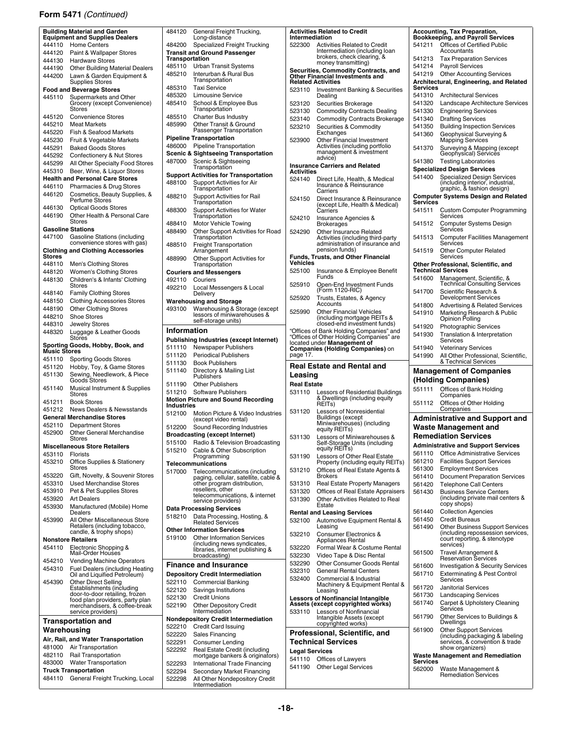**Form 5471** *(Continued)*

**Building Material and Garden Equipment and Supplies Dealers**

| | |
|---|---|
| 444110 | Home Centers |
| 444120 | Paint & Wallpaper Stores |
| 444130 | Hardware Stores |
| 444190 | Other Building Material Dealers |
| 444200 | Lawn & Garden Equipment & Supplies Stores |

**Food and Beverage Stores**

| | |
|---|---|
| 445110 | Supermarkets and Other Grocery (except Convenience) Stores |
| 445120 | Convenience Stores |
| 445210 | Meat Markets |
| 445220 | Fish & Seafood Markets |
| 445230 | Fruit & Vegetable Markets |
| 445291 | Baked Goods Stores |
| 445292 | Confectionery & Nut Stores |
| 445299 | All Other Specialty Food Stores |
| 445310 | Beer, Wine, & Liquor Stores |

**Health and Personal Care Stores**

| | |
|---|---|
| 446110 | Pharmacies & Drug Stores |
| 446120 | Cosmetics, Beauty Supplies, & Perfume Stores |
| 446130 | Optical Goods Stores |
| 446190 | Other Health & Personal Care Stores |

**Gasoline Stations**

| | |
|---|---|
| 447100 | Gasoline Stations (including convenience stores with gas) |

**Clothing and Clothing Accessories Stores**

| | |
|---|---|
| 448110 | Men's Clothing Stores |
| 448120 | Women's Clothing Stores |
| 448130 | Children's & Infants' Clothing Stores |
| 448140 | Family Clothing Stores |
| 448150 | Clothing Accessories Stores |
| 448190 | Other Clothing Stores |
| 448210 | Shoe Stores |
| 448310 | Jewelry Stores |
| 448320 | Luggage & Leather Goods Stores |

**Sporting Goods, Hobby, Book, and Music Stores**

| | |
|---|---|
| 451110 | Sporting Goods Stores |
| 451120 | Hobby, Toy, & Game Stores |
| 451130 | Sewing, Needlework, & Piece Goods Stores |
| 451140 | Musical Instrument & Supplies Stores |
| 451211 | Book Stores |
| 451212 | News Dealers & Newsstands |

**General Merchandise Stores**

| | |
|---|---|
| 452110 | Department Stores |
| 452900 | Other General Merchandise Stores |

**Miscellaneous Store Retailers**

| | |
|---|---|
| 453110 | Florists |
| 453210 | Office Supplies & Stationery Stores |
| 453220 | Gift, Novelty, & Souvenir Stores |
| 453310 | Used Merchandise Stores |
| 453910 | Pet & Pet Supplies Stores |
| 453920 | Art Dealers |
| 453930 | Manufactured (Mobile) Home Dealers |
| 453990 | All Other Miscellaneous Store Retailers (including tobacco, candle, & trophy shops) |

**Nonstore Retailers**

| | |
|---|---|
| 454110 | Electronic Shopping & Mail-Order Houses |
| 454210 | Vending Machine Operators |
| 454310 | Fuel Dealers (including Heating Oil and Liquified Petroleum) |
| 454390 | Other Direct Selling Establishments (including door-to-door retailing, frozen food plan providers, party plan merchandisers, & coffee-break service providers) |

## Transportation and Warehousing

**Air, Rail, and Water Transportation**

| | |
|---|---|
| 481000 | Air Transportation |
| 482110 | Rail Transportation |
| 483000 | Water Transportation |

**Truck Transportation**

| | |
|---|---|
| 484110 | General Freight Trucking, Local |
| 484120 | General Freight Trucking, Long-distance |
| 484200 | Specialized Freight Trucking |

**Transit and Ground Passenger Transportation**

| | |
|---|---|
| 485110 | Urban Transit Systems |
| 485210 | Interurban & Rural Bus Transportation |
| 485310 | Taxi Service |
| 485320 | Limousine Service |
| 485410 | School & Employee Bus Transportation |
| 485510 | Charter Bus Industry |
| 485990 | Other Transit & Ground Passenger Transportation |

**Pipeline Transportation**

| | |
|---|---|
| 486000 | Pipeline Transportation |

**Scenic & Sightseeing Transportation**

| | |
|---|---|
| 487000 | Scenic & Sightseeing Transportation |

**Support Activities for Transportation**

| | |
|---|---|
| 488100 | Support Activities for Air Transportation |
| 488210 | Support Activities for Rail Transportation |
| 488300 | Support Activities for Water Transportation |
| 488410 | Motor Vehicle Towing |
| 488490 | Other Support Activities for Road Transportation |
| 488510 | Freight Transportation Arrangement |
| 488990 | Other Support Activities for Transportation |

**Couriers and Messengers**

| | |
|---|---|
| 492110 | Couriers |
| 492210 | Local Messengers & Local Delivery |

**Warehousing and Storage**

| | |
|---|---|
| 493100 | Warehousing & Storage (except lessors of miniwarehouses & self-storage units) |

## Information

**Publishing Industries (except Internet)**

| | |
|---|---|
| 511110 | Newspaper Publishers |
| 511120 | Periodical Publishers |
| 511130 | Book Publishers |
| 511140 | Directory & Mailing List Publishers |
| 511190 | Other Publishers |
| 511210 | Software Publishers |

**Motion Picture and Sound Recording Industries**

| | |
|---|---|
| 512100 | Motion Picture & Video Industries (except video rental) |
| 512200 | Sound Recording Industries |

**Broadcasting (except Internet)**

| | |
|---|---|
| 515100 | Radio & Television Broadcasting |
| 515210 | Cable & Other Subscription Programming |

**Telecommunications**

| | |
|---|---|
| 517000 | Telecommunications (including paging, cellular, satellite, cable & other program distribution, resellers, other telecommunications, & internet service providers) |

**Data Processing Services**

| | |
|---|---|
| 518210 | Data Processing, Hosting, & Related Services |

**Other Information Services**

| | |
|---|---|
| 519100 | Other Information Services (including news syndicates, libraries, internet publishing & broadcasting) |

## Finance and Insurance

**Depository Credit Intermediation**

| | |
|---|---|
| 522110 | Commercial Banking |
| 522120 | Savings Institutions |
| 522130 | Credit Unions |
| 522190 | Other Depository Credit Intermediation |

**Nondepository Credit Intermediation**

| | |
|---|---|
| 522210 | Credit Card Issuing |
| 522220 | Sales Financing |
| 522291 | Consumer Lending |
| 522292 | Real Estate Credit (including mortgage bankers & originators) |
| 522293 | International Trade Financing |
| 522294 | Secondary Market Financing |
| 522298 | All Other Nondepository Credit Intermediation |

**Activities Related to Credit Intermediation**

| | |
|---|---|
| 522300 | Activities Related to Credit Intermediation (including loan brokers, check clearing, & money transmitting) |

**Securities, Commodity Contracts, and Other Financial Investments and Related Activities**

| | |
|---|---|
| 523110 | Investment Banking & Securities Dealing |
| 523120 | Securities Brokerage |
| 523130 | Commodity Contracts Dealing |
| 523140 | Commodity Contracts Brokerage |
| 523210 | Securities & Commodity Exchanges |
| 523900 | Other Financial Investment Activities (including portfolio management & investment advice) |

**Insurance Carriers and Related Activities**

| | |
|---|---|
| 524140 | Direct Life, Health, & Medical Insurance & Reinsurance Carriers |
| 524150 | Direct Insurance & Reinsurance (except Life, Health & Medical) Carriers |
| 524210 | Insurance Agencies & Brokerages |
| 524290 | Other Insurance Related Activities (including third-party administration of insurance and pension funds) |

**Funds, Trusts, and Other Financial Vehicles**

| | |
|---|---|
| 525100 | Insurance & Employee Benefit Funds |
| 525910 | Open-End Investment Funds (Form 1120-RIC) |
| 525920 | Trusts, Estates, & Agency Accounts |
| 525990 | Other Financial Vehicles (including mortgage REITs & closed-end investment funds) |

"Offices of Bank Holding Companies" and "Offices of Other Holding Companies" are located under **Management of Companies (Holding Companies)** on page 17.

## Real Estate and Rental and Leasing

**Real Estate**

| | |
|---|---|
| 531110 | Lessors of Residential Buildings & Dwellings (including equity REITs) |
| 531120 | Lessors of Nonresidential Buildings (except Miniwarehouses) (including equity REITs) |
| 531130 | Lessors of Miniwarehouses & Self-Storage Units (including equity REITs) |
| 531190 | Lessors of Other Real Estate Property (including equity REITs) |
| 531210 | Offices of Real Estate Agents & Brokers |
| 531310 | Real Estate Property Managers |
| 531320 | Offices of Real Estate Appraisers |
| 531390 | Other Activities Related to Real Estate |

**Rental and Leasing Services**

| | |
|---|---|
| 532100 | Automotive Equipment Rental & Leasing |
| 532210 | Consumer Electronics & Appliances Rental |
| 532220 | Formal Wear & Costume Rental |
| 532230 | Video Tape & Disc Rental |
| 532290 | Other Consumer Goods Rental |
| 532310 | General Rental Centers |
| 532400 | Commercial & Industrial Machinery & Equipment Rental & Leasing |

**Lessors of Nonfinancial Intangible Assets (except copyrighted works)**

| | |
|---|---|
| 533110 | Lessors of Nonfinancial Intangible Assets (except copyrighted works) |

## Professional, Scientific, and Technical Services

**Legal Services**

| | |
|---|---|
| 541110 | Offices of Lawyers |
| 541190 | Other Legal Services |

**Accounting, Tax Preparation, Bookkeeping, and Payroll Services**

| | |
|---|---|
| 541211 | Offices of Certified Public Accountants |
| 541213 | Tax Preparation Services |
| 541214 | Payroll Services |
| 541219 | Other Accounting Services |

**Architectural, Engineering, and Related Services**

| | |
|---|---|
| 541310 | Architectural Services |
| 541320 | Landscape Architecture Services |
| 541330 | Engineering Services |
| 541340 | Drafting Services |
| 541350 | Building Inspection Services |
| 541360 | Geophysical Surveying & Mapping Services |
| 541370 | Surveying & Mapping (except Geophysical) Services |
| 541380 | Testing Laboratories |

**Specialized Design Services**

| | |
|---|---|
| 541400 | Specialized Design Services (including interior, industrial, graphic, & fashion design) |

**Computer Systems Design and Related Services**

| | |
|---|---|
| 541511 | Custom Computer Programming Services |
| 541512 | Computer Systems Design Services |
| 541513 | Computer Facilities Management Services |
| 541519 | Other Computer Related Services |

**Other Professional, Scientific, and Technical Services**

| | |
|---|---|
| 541600 | Management, Scientific, & Technical Consulting Services |
| 541700 | Scientific Research & Development Services |
| 541800 | Advertising & Related Services |
| 541910 | Marketing Research & Public Opinion Polling |
| 541920 | Photographic Services |
| 541930 | Translation & Interpretation Services |
| 541940 | Veterinary Services |
| 541990 | All Other Professional, Scientific, & Technical Services |

## Management of Companies (Holding Companies)

| | |
|---|---|
| 551111 | Offices of Bank Holding Companies |
| 551112 | Offices of Other Holding Companies |

## Administrative and Support and Waste Management and Remediation Services

**Administrative and Support Services**

| | |
|---|---|
| 561110 | Office Administrative Services |
| 561210 | Facilities Support Services |
| 561300 | Employment Services |
| 561410 | Document Preparation Services |
| 561420 | Telephone Call Centers |
| 561430 | Business Service Centers (including private mail centers & copy shops) |
| 561440 | Collection Agencies |
| 561450 | Credit Bureaus |
| 561490 | Other Business Support Services (including repossession services, court reporting, & stenotype services) |
| 561500 | Travel Arrangement & Reservation Services |
| 561600 | Investigation & Security Services |
| 561710 | Exterminating & Pest Control Services |
| 561720 | Janitorial Services |
| 561730 | Landscaping Services |
| 561740 | Carpet & Upholstery Cleaning Services |
| 561790 | Other Services to Buildings & Dwellings |
| 561900 | Other Support Services (including packaging & labeling services, & convention & trade show organizers) |

**Waste Management and Remediation Services**

| | |
|---|---|
| 562000 | Waste Management & Remediation Services |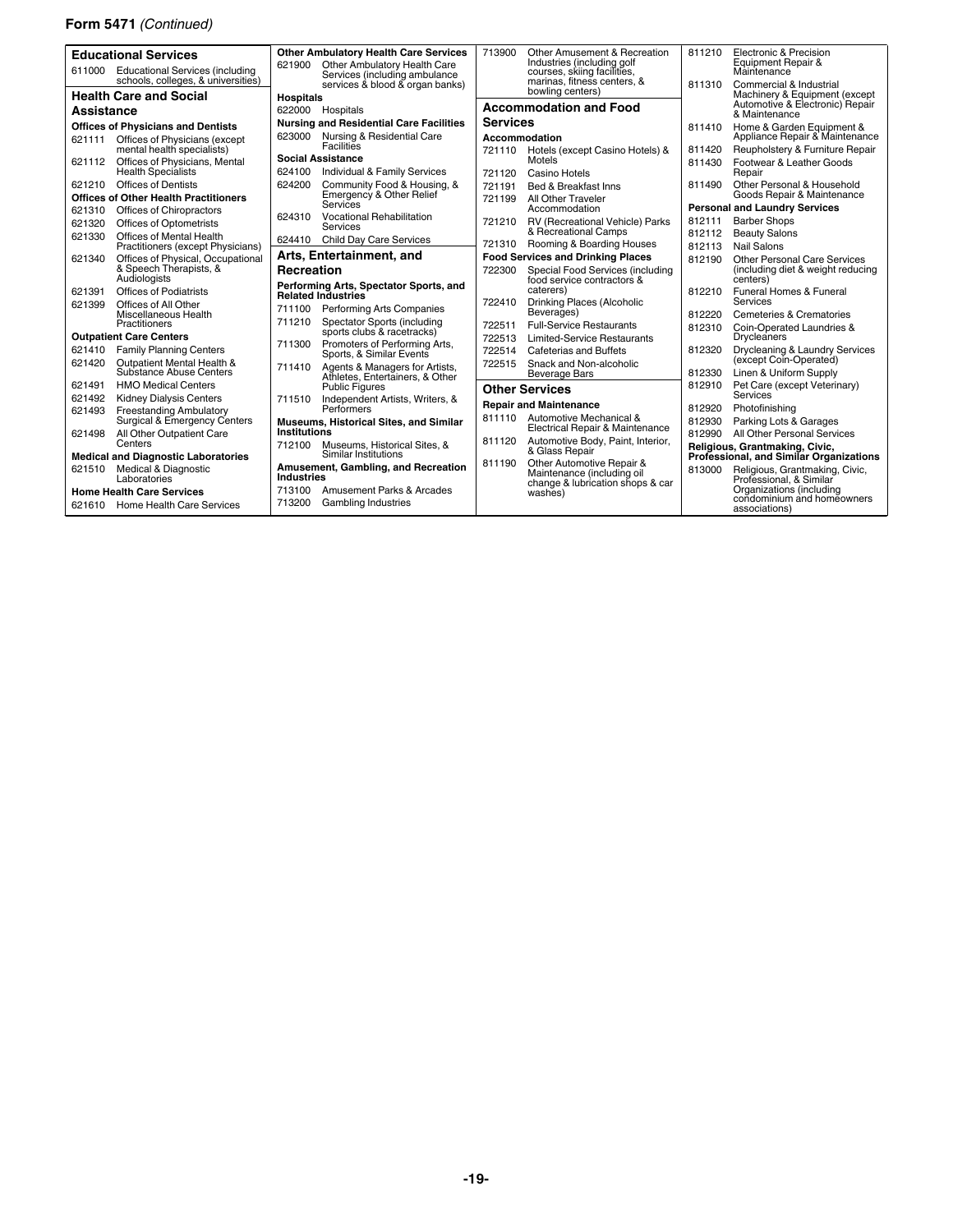**Form 5471** *(Continued)*

### Educational Services

611000 Educational Services (including schools, colleges, & universities)

### Health Care and Social Assistance

**Offices of Physicians and Dentists**

621111 Offices of Physicians (except mental health specialists)

621112 Offices of Physicians, Mental Health Specialists

621210 Offices of Dentists

**Offices of Other Health Practitioners**

621310 Offices of Chiropractors

621320 Offices of Optometrists

621330 Offices of Mental Health Practitioners (except Physicians)

621340 Offices of Physical, Occupational & Speech Therapists, & Audiologists

621391 Offices of Podiatrists

621399 Offices of All Other Miscellaneous Health Practitioners

**Outpatient Care Centers**

621410 Family Planning Centers

621420 Outpatient Mental Health & Substance Abuse Centers

621491 HMO Medical Centers

621492 Kidney Dialysis Centers

621493 Freestanding Ambulatory Surgical & Emergency Centers

621498 All Other Outpatient Care Centers

**Medical and Diagnostic Laboratories**

621510 Medical & Diagnostic Laboratories

**Home Health Care Services**

621610 Home Health Care Services

**Other Ambulatory Health Care Services**

621900 Other Ambulatory Health Care Services (including ambulance services & blood & organ banks)

**Hospitals**

622000 Hospitals

**Nursing and Residential Care Facilities**

623000 Nursing & Residential Care Facilities

**Social Assistance**

624100 Individual & Family Services

624200 Community Food & Housing, & Emergency & Other Relief Services

624310 Vocational Rehabilitation Services

624410 Child Day Care Services

### Arts, Entertainment, and Recreation

**Performing Arts, Spectator Sports, and Related Industries**

711100 Performing Arts Companies

711210 Spectator Sports (including sports clubs & racetracks)

711300 Promoters of Performing Arts, Sports, & Similar Events

711410 Agents & Managers for Artists, Athletes, Entertainers, & Other Public Figures

711510 Independent Artists, Writers, & Performers

**Museums, Historical Sites, and Similar Institutions**

712100 Museums, Historical Sites, & Similar Institutions

**Amusement, Gambling, and Recreation Industries**

713100 Amusement Parks & Arcades

713200 Gambling Industries

713900 Other Amusement & Recreation Industries (including golf courses, skiing facilities, marinas, fitness centers, & bowling centers)

### Accommodation and Food Services

**Accommodation**

721110 Hotels (except Casino Hotels) & Motels

721120 Casino Hotels

721191 Bed & Breakfast Inns

721199 All Other Traveler Accommodation

721210 RV (Recreational Vehicle) Parks & Recreational Camps

721310 Rooming & Boarding Houses

**Food Services and Drinking Places**

722300 Special Food Services (including food service contractors & caterers)

722410 Drinking Places (Alcoholic Beverages)

722511 Full-Service Restaurants

722513 Limited-Service Restaurants

722514 Cafeterias and Buffets

722515 Snack and Non-alcoholic Beverage Bars

### Other Services

**Repair and Maintenance**

811110 Automotive Mechanical & Electrical Repair & Maintenance

811120 Automotive Body, Paint, Interior, & Glass Repair

811190 Other Automotive Repair & Maintenance (including oil change & lubrication shops & car washes)

811210 Electronic & Precision Equipment Repair & Maintenance

811310 Commercial & Industrial Machinery & Equipment (except Automotive & Electronic) Repair & Maintenance

811410 Home & Garden Equipment & Appliance Repair & Maintenance

811420 Reupholstery & Furniture Repair

811430 Footwear & Leather Goods Repair

811490 Other Personal & Household Goods Repair & Maintenance

**Personal and Laundry Services**

812111 Barber Shops

812112 Beauty Salons

812113 Nail Salons

812190 Other Personal Care Services (including diet & weight reducing centers)

812210 Funeral Homes & Funeral Services

812220 Cemeteries & Crematories

812310 Coin-Operated Laundries & Drycleaners

812320 Drycleaning & Laundry Services (except Coin-Operated)

812330 Linen & Uniform Supply

812910 Pet Care (except Veterinary) Services

812920 Photofinishing

812930 Parking Lots & Garages

812990 All Other Personal Services

**Religious, Grantmaking, Civic, Professional, and Similar Organizations**

813000 Religious, Grantmaking, Civic, Professional, & Similar Organizations (including condominium and homeowners associations)